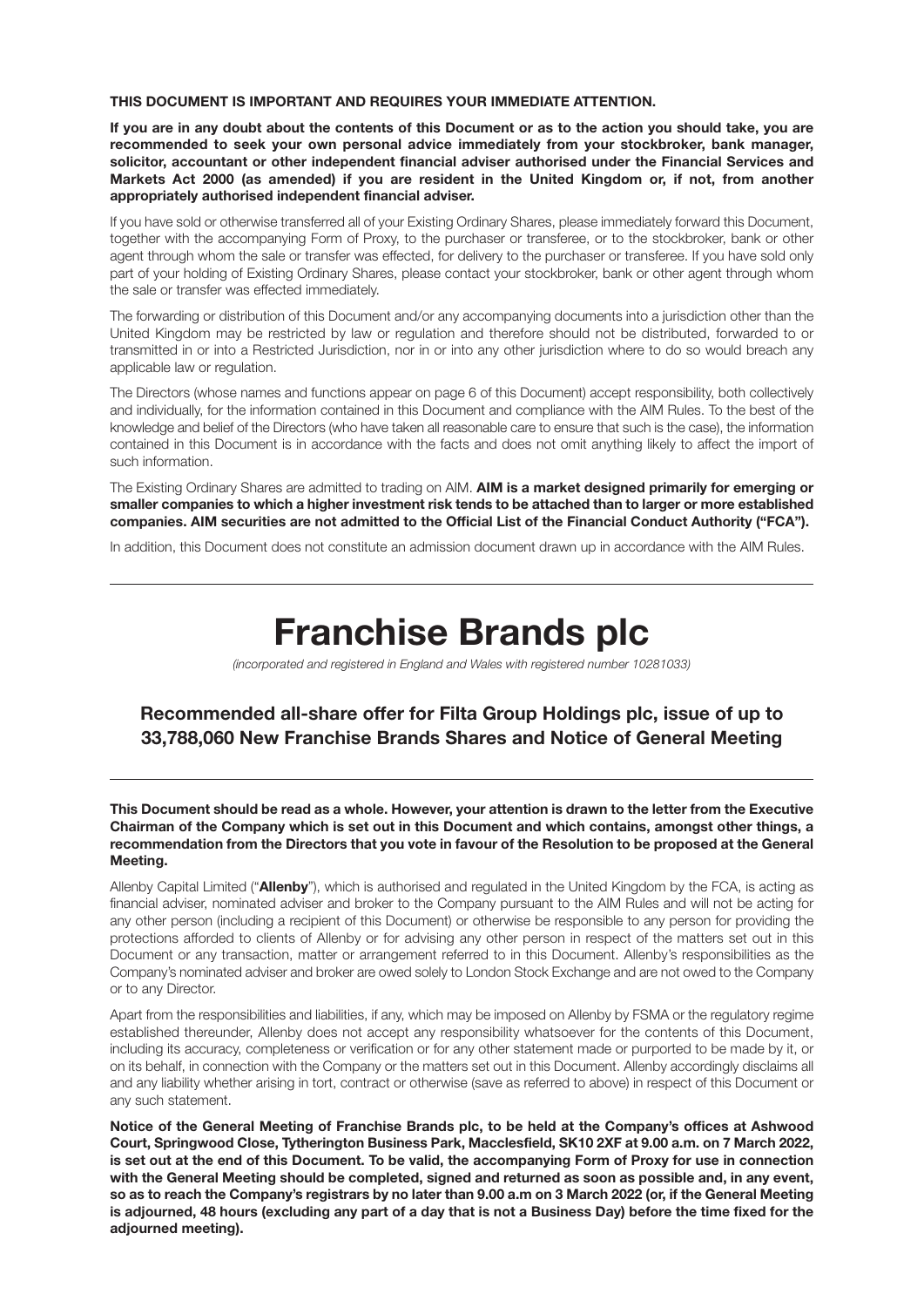**THIS DOCUMENT IS IMPORTANT AND REQUIRES YOUR IMMEDIATE ATTENTION.**

**If you are in any doubt about the contents of this Document or as to the action you should take, you are recommended to seek your own personal advice immediately from your stockbroker, bank manager, solicitor, accountant or other independent financial adviser authorised under the Financial Services and Markets Act 2000 (as amended) if you are resident in the United Kingdom or, if not, from another appropriately authorised independent financial adviser.**

If you have sold or otherwise transferred all of your Existing Ordinary Shares, please immediately forward this Document, together with the accompanying Form of Proxy, to the purchaser or transferee, or to the stockbroker, bank or other agent through whom the sale or transfer was effected, for delivery to the purchaser or transferee. If you have sold only part of your holding of Existing Ordinary Shares, please contact your stockbroker, bank or other agent through whom the sale or transfer was effected immediately.

The forwarding or distribution of this Document and/or any accompanying documents into a jurisdiction other than the United Kingdom may be restricted by law or regulation and therefore should not be distributed, forwarded to or transmitted in or into a Restricted Jurisdiction, nor in or into any other jurisdiction where to do so would breach any applicable law or regulation.

The Directors (whose names and functions appear on page 6 of this Document) accept responsibility, both collectively and individually, for the information contained in this Document and compliance with the AIM Rules. To the best of the knowledge and belief of the Directors (who have taken all reasonable care to ensure that such is the case), the information contained in this Document is in accordance with the facts and does not omit anything likely to affect the import of such information.

The Existing Ordinary Shares are admitted to trading on AIM. **AIM is a market designed primarily for emerging or smaller companies to which a higher investment risk tends to be attached than to larger or more established companies. AIM securities are not admitted to the Official List of the Financial Conduct Authority ("FCA").**

In addition, this Document does not constitute an admission document drawn up in accordance with the AIM Rules.

---

# Franchise Brands plc

*(incorporated and registered in England and Wales with registered number 10281033)*

## Recommended all-share offer for Filta Group Holdings plc, issue of up to 33,788,060 New Franchise Brands Shares and Notice of General Meeting

---

**This Document should be read as a whole. However, your attention is drawn to the letter from the Executive Chairman of the Company which is set out in this Document and which contains, amongst other things, a recommendation from the Directors that you vote in favour of the Resolution to be proposed at the General Meeting.**

Allenby Capital Limited ("**Allenby**"), which is authorised and regulated in the United Kingdom by the FCA, is acting as financial adviser, nominated adviser and broker to the Company pursuant to the AIM Rules and will not be acting for any other person (including a recipient of this Document) or otherwise be responsible to any person for providing the protections afforded to clients of Allenby or for advising any other person in respect of the matters set out in this Document or any transaction, matter or arrangement referred to in this Document. Allenby's responsibilities as the Company's nominated adviser and broker are owed solely to London Stock Exchange and are not owed to the Company or to any Director.

Apart from the responsibilities and liabilities, if any, which may be imposed on Allenby by FSMA or the regulatory regime established thereunder, Allenby does not accept any responsibility whatsoever for the contents of this Document, including its accuracy, completeness or verification or for any other statement made or purported to be made by it, or on its behalf, in connection with the Company or the matters set out in this Document. Allenby accordingly disclaims all and any liability whether arising in tort, contract or otherwise (save as referred to above) in respect of this Document or any such statement.

**Notice of the General Meeting of Franchise Brands plc, to be held at the Company's offices at Ashwood Court, Springwood Close, Tytherington Business Park, Macclesfield, SK10 2XF at 9.00 a.m. on 7 March 2022, is set out at the end of this Document. To be valid, the accompanying Form of Proxy for use in connection with the General Meeting should be completed, signed and returned as soon as possible and, in any event, so as to reach the Company's registrars by no later than 9.00 a.m on 3 March 2022 (or, if the General Meeting is adjourned, 48 hours (excluding any part of a day that is not a Business Day) before the time fixed for the adjourned meeting).**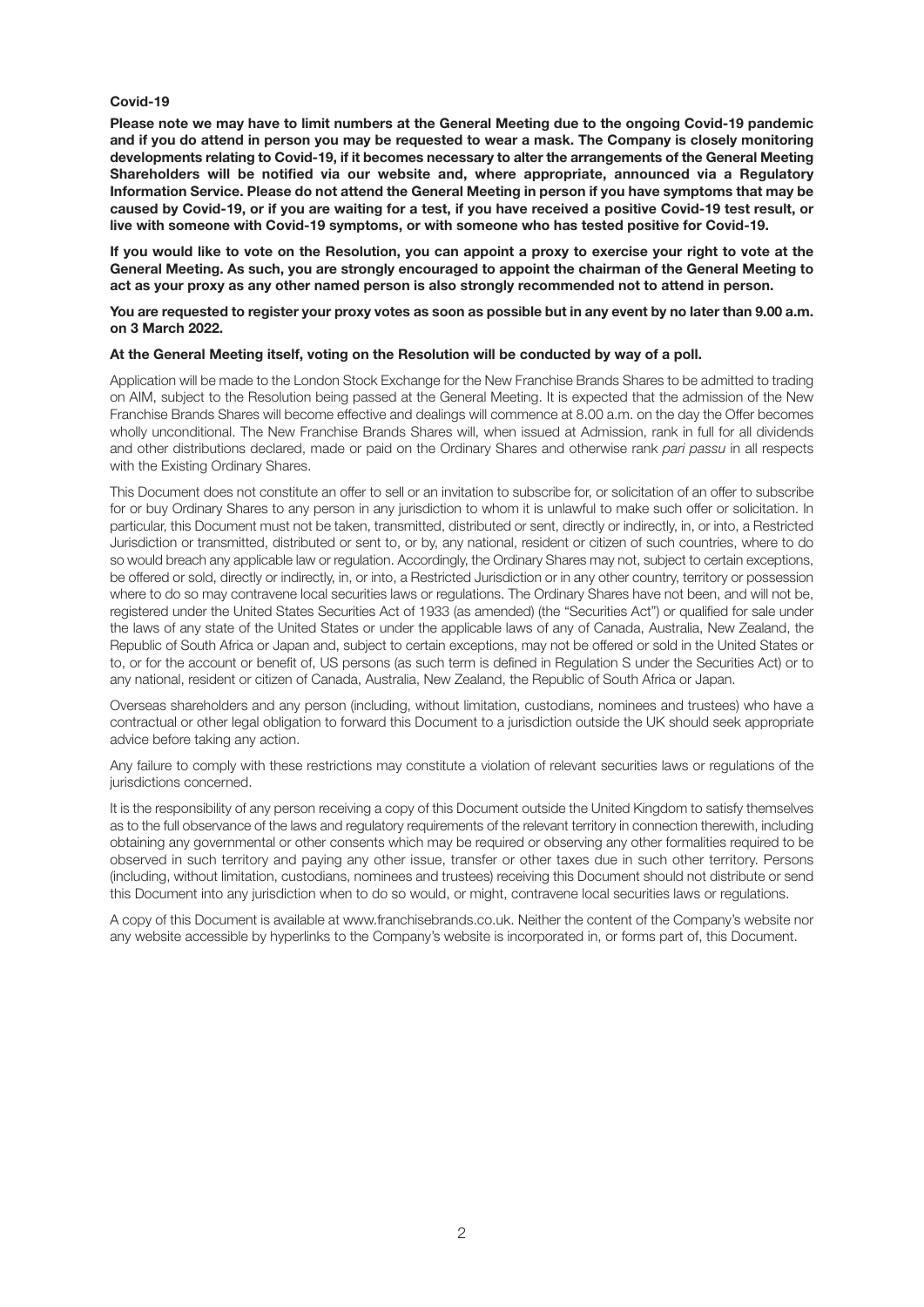**Covid-19**

**Please note we may have to limit numbers at the General Meeting due to the ongoing Covid-19 pandemic and if you do attend in person you may be requested to wear a mask. The Company is closely monitoring developments relating to Covid-19, if it becomes necessary to alter the arrangements of the General Meeting Shareholders will be notified via our website and, where appropriate, announced via a Regulatory Information Service. Please do not attend the General Meeting in person if you have symptoms that may be caused by Covid-19, or if you are waiting for a test, if you have received a positive Covid-19 test result, or live with someone with Covid-19 symptoms, or with someone who has tested positive for Covid-19.**

**If you would like to vote on the Resolution, you can appoint a proxy to exercise your right to vote at the General Meeting. As such, you are strongly encouraged to appoint the chairman of the General Meeting to act as your proxy as any other named person is also strongly recommended not to attend in person.**

**You are requested to register your proxy votes as soon as possible but in any event by no later than 9.00 a.m. on 3 March 2022.**

**At the General Meeting itself, voting on the Resolution will be conducted by way of a poll.**

Application will be made to the London Stock Exchange for the New Franchise Brands Shares to be admitted to trading on AIM, subject to the Resolution being passed at the General Meeting. It is expected that the admission of the New Franchise Brands Shares will become effective and dealings will commence at 8.00 a.m. on the day the Offer becomes wholly unconditional. The New Franchise Brands Shares will, when issued at Admission, rank in full for all dividends and other distributions declared, made or paid on the Ordinary Shares and otherwise rank *pari passu* in all respects with the Existing Ordinary Shares.

This Document does not constitute an offer to sell or an invitation to subscribe for, or solicitation of an offer to subscribe for or buy Ordinary Shares to any person in any jurisdiction to whom it is unlawful to make such offer or solicitation. In particular, this Document must not be taken, transmitted, distributed or sent, directly or indirectly, in, or into, a Restricted Jurisdiction or transmitted, distributed or sent to, or by, any national, resident or citizen of such countries, where to do so would breach any applicable law or regulation. Accordingly, the Ordinary Shares may not, subject to certain exceptions, be offered or sold, directly or indirectly, in, or into, a Restricted Jurisdiction or in any other country, territory or possession where to do so may contravene local securities laws or regulations. The Ordinary Shares have not been, and will not be, registered under the United States Securities Act of 1933 (as amended) (the "Securities Act") or qualified for sale under the laws of any state of the United States or under the applicable laws of any of Canada, Australia, New Zealand, the Republic of South Africa or Japan and, subject to certain exceptions, may not be offered or sold in the United States or to, or for the account or benefit of, US persons (as such term is defined in Regulation S under the Securities Act) or to any national, resident or citizen of Canada, Australia, New Zealand, the Republic of South Africa or Japan.

Overseas shareholders and any person (including, without limitation, custodians, nominees and trustees) who have a contractual or other legal obligation to forward this Document to a jurisdiction outside the UK should seek appropriate advice before taking any action.

Any failure to comply with these restrictions may constitute a violation of relevant securities laws or regulations of the jurisdictions concerned.

It is the responsibility of any person receiving a copy of this Document outside the United Kingdom to satisfy themselves as to the full observance of the laws and regulatory requirements of the relevant territory in connection therewith, including obtaining any governmental or other consents which may be required or observing any other formalities required to be observed in such territory and paying any other issue, transfer or other taxes due in such other territory. Persons (including, without limitation, custodians, nominees and trustees) receiving this Document should not distribute or send this Document into any jurisdiction when to do so would, or might, contravene local securities laws or regulations.

A copy of this Document is available at www.franchisebrands.co.uk. Neither the content of the Company's website nor any website accessible by hyperlinks to the Company's website is incorporated in, or forms part of, this Document.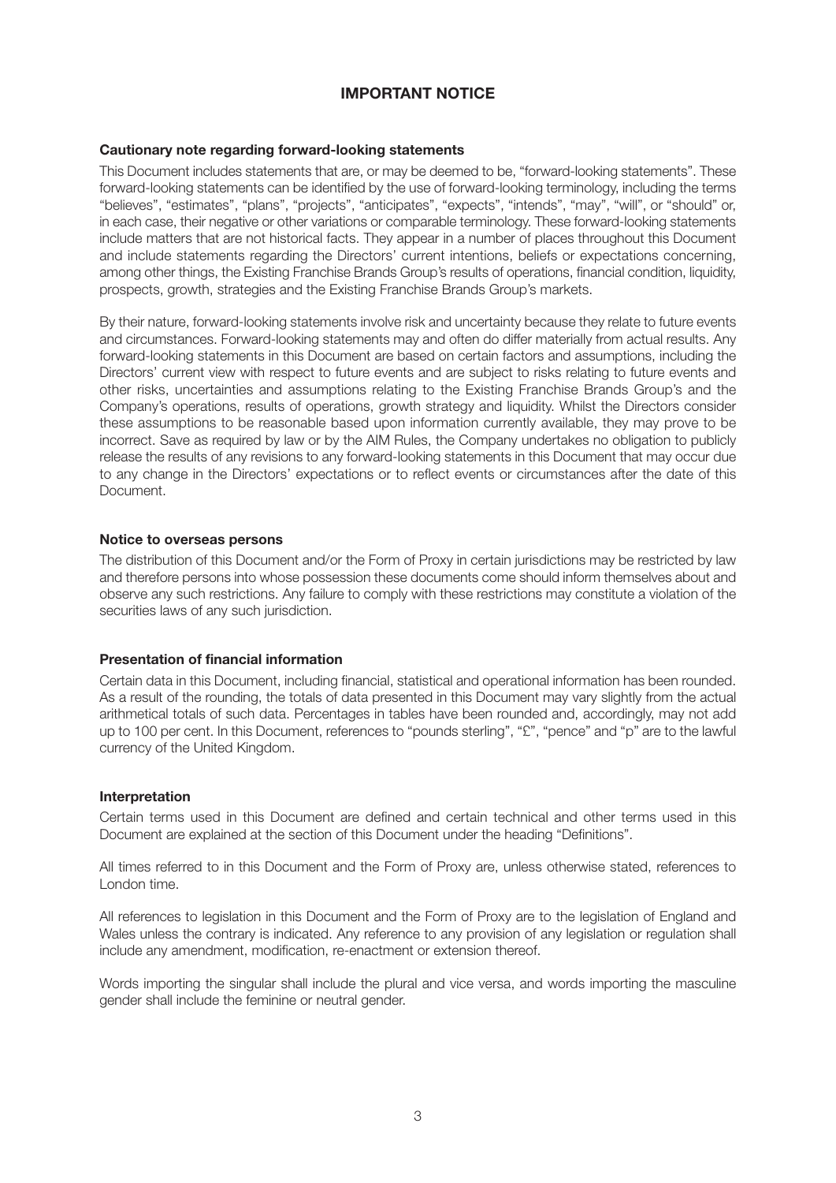# IMPORTANT NOTICE

## Cautionary note regarding forward-looking statements

This Document includes statements that are, or may be deemed to be, "forward-looking statements". These forward-looking statements can be identified by the use of forward-looking terminology, including the terms "believes", "estimates", "plans", "projects", "anticipates", "expects", "intends", "may", "will", or "should" or, in each case, their negative or other variations or comparable terminology. These forward-looking statements include matters that are not historical facts. They appear in a number of places throughout this Document and include statements regarding the Directors' current intentions, beliefs or expectations concerning, among other things, the Existing Franchise Brands Group's results of operations, financial condition, liquidity, prospects, growth, strategies and the Existing Franchise Brands Group's markets.

By their nature, forward-looking statements involve risk and uncertainty because they relate to future events and circumstances. Forward-looking statements may and often do differ materially from actual results. Any forward-looking statements in this Document are based on certain factors and assumptions, including the Directors' current view with respect to future events and are subject to risks relating to future events and other risks, uncertainties and assumptions relating to the Existing Franchise Brands Group's and the Company's operations, results of operations, growth strategy and liquidity. Whilst the Directors consider these assumptions to be reasonable based upon information currently available, they may prove to be incorrect. Save as required by law or by the AIM Rules, the Company undertakes no obligation to publicly release the results of any revisions to any forward-looking statements in this Document that may occur due to any change in the Directors' expectations or to reflect events or circumstances after the date of this Document.

## Notice to overseas persons

The distribution of this Document and/or the Form of Proxy in certain jurisdictions may be restricted by law and therefore persons into whose possession these documents come should inform themselves about and observe any such restrictions. Any failure to comply with these restrictions may constitute a violation of the securities laws of any such jurisdiction.

## Presentation of financial information

Certain data in this Document, including financial, statistical and operational information has been rounded. As a result of the rounding, the totals of data presented in this Document may vary slightly from the actual arithmetical totals of such data. Percentages in tables have been rounded and, accordingly, may not add up to 100 per cent. In this Document, references to "pounds sterling", "£", "pence" and "p" are to the lawful currency of the United Kingdom.

## Interpretation

Certain terms used in this Document are defined and certain technical and other terms used in this Document are explained at the section of this Document under the heading "Definitions".

All times referred to in this Document and the Form of Proxy are, unless otherwise stated, references to London time.

All references to legislation in this Document and the Form of Proxy are to the legislation of England and Wales unless the contrary is indicated. Any reference to any provision of any legislation or regulation shall include any amendment, modification, re-enactment or extension thereof.

Words importing the singular shall include the plural and vice versa, and words importing the masculine gender shall include the feminine or neutral gender.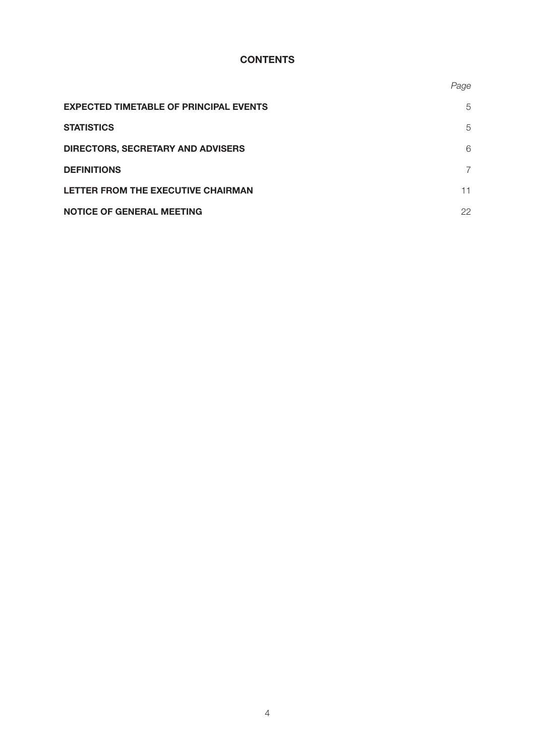# CONTENTS

| | *Page* |
|---|---|
| **EXPECTED TIMETABLE OF PRINCIPAL EVENTS** | 5 |
| **STATISTICS** | 5 |
| **DIRECTORS, SECRETARY AND ADVISERS** | 6 |
| **DEFINITIONS** | 7 |
| **LETTER FROM THE EXECUTIVE CHAIRMAN** | 11 |
| **NOTICE OF GENERAL MEETING** | 22 |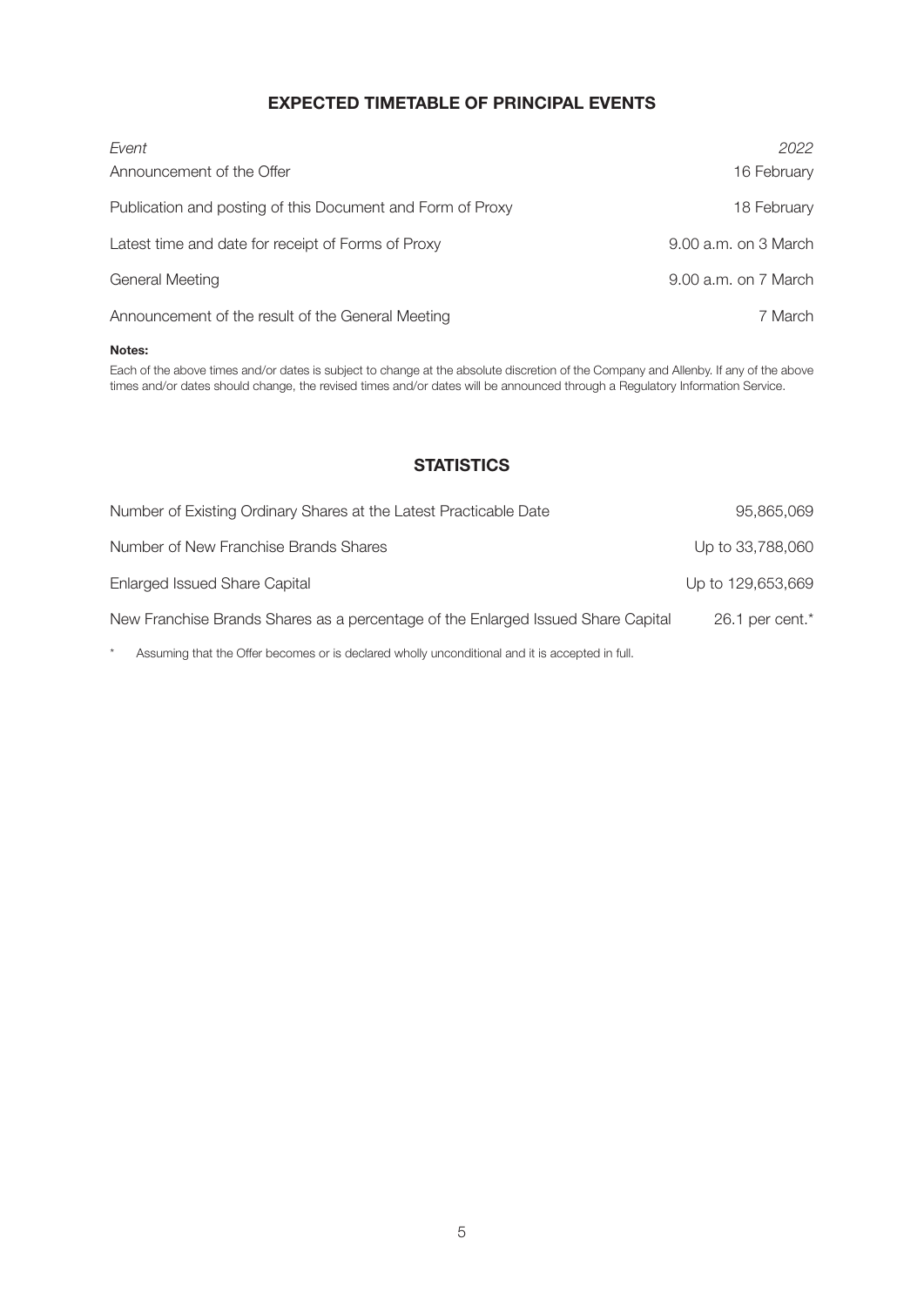## EXPECTED TIMETABLE OF PRINCIPAL EVENTS

| *Event* | *2022* |
|---|---|
| Announcement of the Offer | 16 February |
| Publication and posting of this Document and Form of Proxy | 18 February |
| Latest time and date for receipt of Forms of Proxy | 9.00 a.m. on 3 March |
| General Meeting | 9.00 a.m. on 7 March |
| Announcement of the result of the General Meeting | 7 March |

**Notes:**

Each of the above times and/or dates is subject to change at the absolute discretion of the Company and Allenby. If any of the above times and/or dates should change, the revised times and/or dates will be announced through a Regulatory Information Service.

## STATISTICS

| | |
|---|---|
| Number of Existing Ordinary Shares at the Latest Practicable Date | 95,865,069 |
| Number of New Franchise Brands Shares | Up to 33,788,060 |
| Enlarged Issued Share Capital | Up to 129,653,669 |
| New Franchise Brands Shares as a percentage of the Enlarged Issued Share Capital | 26.1 per cent.* |

\* Assuming that the Offer becomes or is declared wholly unconditional and it is accepted in full.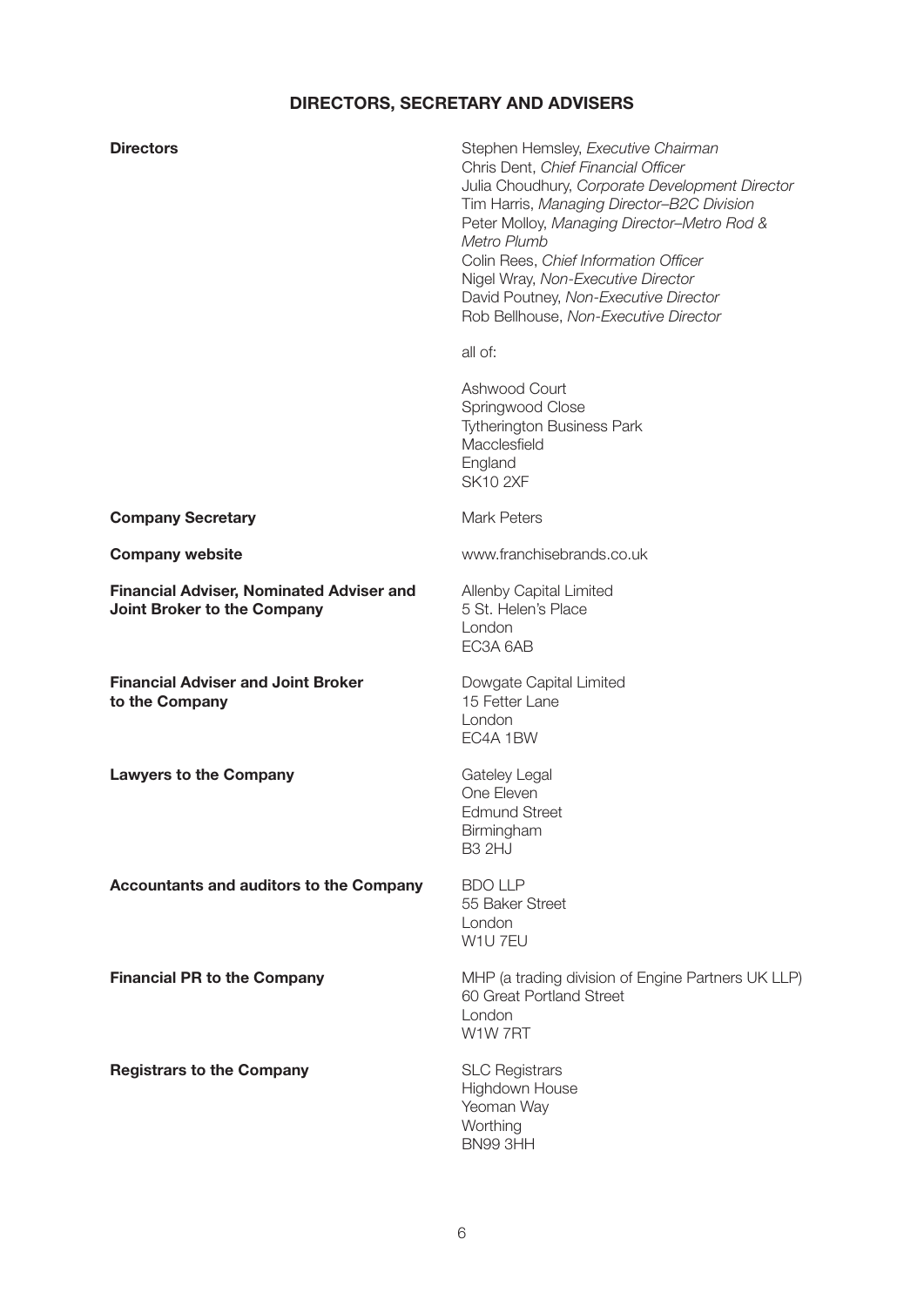## DIRECTORS, SECRETARY AND ADVISERS

| | |
|---|---|
| **Directors** | Stephen Hemsley, *Executive Chairman*<br>Chris Dent, *Chief Financial Officer*<br>Julia Choudhury, *Corporate Development Director*<br>Tim Harris, *Managing Director–B2C Division*<br>Peter Molloy, *Managing Director–Metro Rod & Metro Plumb*<br>Colin Rees, *Chief Information Officer*<br>Nigel Wray, *Non-Executive Director*<br>David Poutney, *Non-Executive Director*<br>Rob Bellhouse, *Non-Executive Director*<br><br>all of:<br><br>Ashwood Court<br>Springwood Close<br>Tytherington Business Park<br>Macclesfield<br>England<br>SK10 2XF |
| **Company Secretary** | Mark Peters |
| **Company website** | www.franchisebrands.co.uk |
| **Financial Adviser, Nominated Adviser and Joint Broker to the Company** | Allenby Capital Limited<br>5 St. Helen's Place<br>London<br>EC3A 6AB |
| **Financial Adviser and Joint Broker to the Company** | Dowgate Capital Limited<br>15 Fetter Lane<br>London<br>EC4A 1BW |
| **Lawyers to the Company** | Gateley Legal<br>One Eleven<br>Edmund Street<br>Birmingham<br>B3 2HJ |
| **Accountants and auditors to the Company** | BDO LLP<br>55 Baker Street<br>London<br>W1U 7EU |
| **Financial PR to the Company** | MHP (a trading division of Engine Partners UK LLP)<br>60 Great Portland Street<br>London<br>W1W 7RT |
| **Registrars to the Company** | SLC Registrars<br>Highdown House<br>Yeoman Way<br>Worthing<br>BN99 3HH |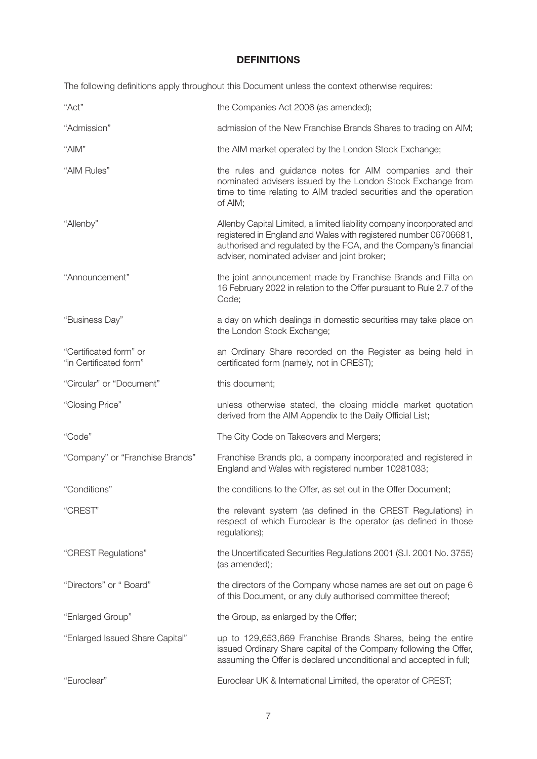## DEFINITIONS

The following definitions apply throughout this Document unless the context otherwise requires:

| | |
|---|---|
| "Act" | the Companies Act 2006 (as amended); |
| "Admission" | admission of the New Franchise Brands Shares to trading on AIM; |
| "AIM" | the AIM market operated by the London Stock Exchange; |
| "AIM Rules" | the rules and guidance notes for AIM companies and their nominated advisers issued by the London Stock Exchange from time to time relating to AIM traded securities and the operation of AIM; |
| "Allenby" | Allenby Capital Limited, a limited liability company incorporated and registered in England and Wales with registered number 06706681, authorised and regulated by the FCA, and the Company's financial adviser, nominated adviser and joint broker; |
| "Announcement" | the joint announcement made by Franchise Brands and Filta on 16 February 2022 in relation to the Offer pursuant to Rule 2.7 of the Code; |
| "Business Day" | a day on which dealings in domestic securities may take place on the London Stock Exchange; |
| "Certificated form" or "in Certificated form" | an Ordinary Share recorded on the Register as being held in certificated form (namely, not in CREST); |
| "Circular" or "Document" | this document; |
| "Closing Price" | unless otherwise stated, the closing middle market quotation derived from the AIM Appendix to the Daily Official List; |
| "Code" | The City Code on Takeovers and Mergers; |
| "Company" or "Franchise Brands" | Franchise Brands plc, a company incorporated and registered in England and Wales with registered number 10281033; |
| "Conditions" | the conditions to the Offer, as set out in the Offer Document; |
| "CREST" | the relevant system (as defined in the CREST Regulations) in respect of which Euroclear is the operator (as defined in those regulations); |
| "CREST Regulations" | the Uncertificated Securities Regulations 2001 (S.I. 2001 No. 3755) (as amended); |
| "Directors" or " Board" | the directors of the Company whose names are set out on page 6 of this Document, or any duly authorised committee thereof; |
| "Enlarged Group" | the Group, as enlarged by the Offer; |
| "Enlarged Issued Share Capital" | up to 129,653,669 Franchise Brands Shares, being the entire issued Ordinary Share capital of the Company following the Offer, assuming the Offer is declared unconditional and accepted in full; |
| "Euroclear" | Euroclear UK & International Limited, the operator of CREST; |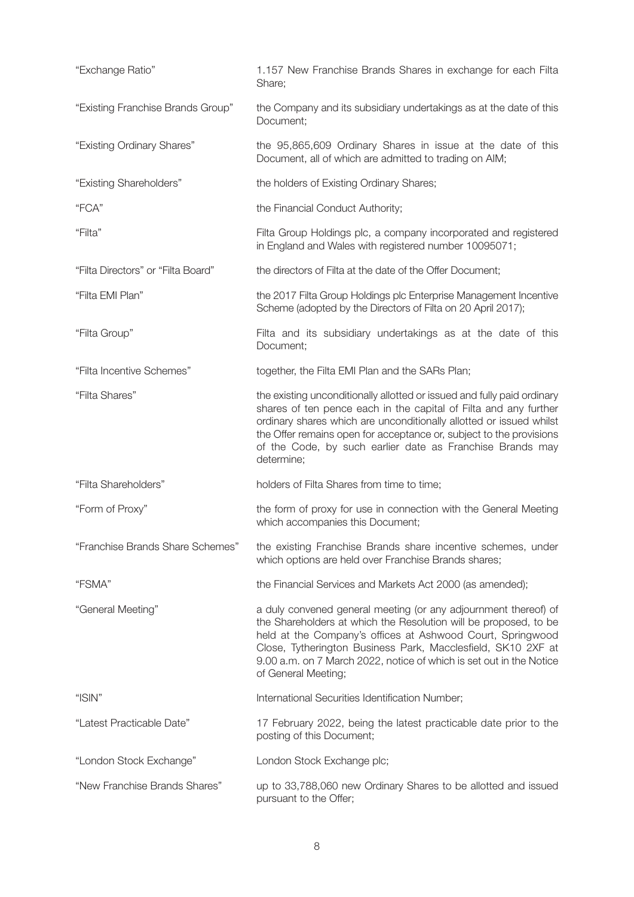| | |
|---|---|
| "Exchange Ratio" | 1.157 New Franchise Brands Shares in exchange for each Filta Share; |
| "Existing Franchise Brands Group" | the Company and its subsidiary undertakings as at the date of this Document; |
| "Existing Ordinary Shares" | the 95,865,609 Ordinary Shares in issue at the date of this Document, all of which are admitted to trading on AIM; |
| "Existing Shareholders" | the holders of Existing Ordinary Shares; |
| "FCA" | the Financial Conduct Authority; |
| "Filta" | Filta Group Holdings plc, a company incorporated and registered in England and Wales with registered number 10095071; |
| "Filta Directors" or "Filta Board" | the directors of Filta at the date of the Offer Document; |
| "Filta EMI Plan" | the 2017 Filta Group Holdings plc Enterprise Management Incentive Scheme (adopted by the Directors of Filta on 20 April 2017); |
| "Filta Group" | Filta and its subsidiary undertakings as at the date of this Document; |
| "Filta Incentive Schemes" | together, the Filta EMI Plan and the SARs Plan; |
| "Filta Shares" | the existing unconditionally allotted or issued and fully paid ordinary shares of ten pence each in the capital of Filta and any further ordinary shares which are unconditionally allotted or issued whilst the Offer remains open for acceptance or, subject to the provisions of the Code, by such earlier date as Franchise Brands may determine; |
| "Filta Shareholders" | holders of Filta Shares from time to time; |
| "Form of Proxy" | the form of proxy for use in connection with the General Meeting which accompanies this Document; |
| "Franchise Brands Share Schemes" | the existing Franchise Brands share incentive schemes, under which options are held over Franchise Brands shares; |
| "FSMA" | the Financial Services and Markets Act 2000 (as amended); |
| "General Meeting" | a duly convened general meeting (or any adjournment thereof) of the Shareholders at which the Resolution will be proposed, to be held at the Company's offices at Ashwood Court, Springwood Close, Tytherington Business Park, Macclesfield, SK10 2XF at 9.00 a.m. on 7 March 2022, notice of which is set out in the Notice of General Meeting; |
| "ISIN" | International Securities Identification Number; |
| "Latest Practicable Date" | 17 February 2022, being the latest practicable date prior to the posting of this Document; |
| "London Stock Exchange" | London Stock Exchange plc; |
| "New Franchise Brands Shares" | up to 33,788,060 new Ordinary Shares to be allotted and issued pursuant to the Offer; |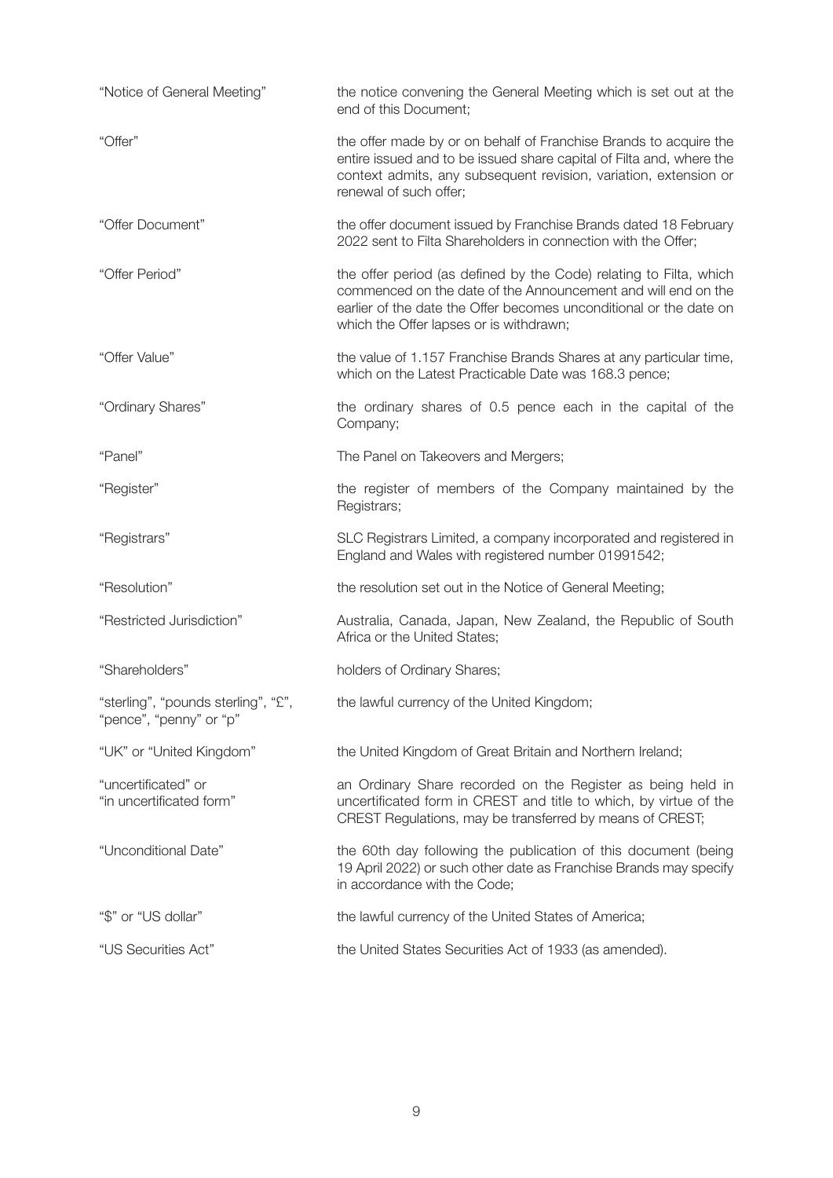| | |
|---|---|
| "Notice of General Meeting" | the notice convening the General Meeting which is set out at the end of this Document; |
| "Offer" | the offer made by or on behalf of Franchise Brands to acquire the entire issued and to be issued share capital of Filta and, where the context admits, any subsequent revision, variation, extension or renewal of such offer; |
| "Offer Document" | the offer document issued by Franchise Brands dated 18 February 2022 sent to Filta Shareholders in connection with the Offer; |
| "Offer Period" | the offer period (as defined by the Code) relating to Filta, which commenced on the date of the Announcement and will end on the earlier of the date the Offer becomes unconditional or the date on which the Offer lapses or is withdrawn; |
| "Offer Value" | the value of 1.157 Franchise Brands Shares at any particular time, which on the Latest Practicable Date was 168.3 pence; |
| "Ordinary Shares" | the ordinary shares of 0.5 pence each in the capital of the Company; |
| "Panel" | The Panel on Takeovers and Mergers; |
| "Register" | the register of members of the Company maintained by the Registrars; |
| "Registrars" | SLC Registrars Limited, a company incorporated and registered in England and Wales with registered number 01991542; |
| "Resolution" | the resolution set out in the Notice of General Meeting; |
| "Restricted Jurisdiction" | Australia, Canada, Japan, New Zealand, the Republic of South Africa or the United States; |
| "Shareholders" | holders of Ordinary Shares; |
| "sterling", "pounds sterling", "£", "pence", "penny" or "p" | the lawful currency of the United Kingdom; |
| "UK" or "United Kingdom" | the United Kingdom of Great Britain and Northern Ireland; |
| "uncertificated" or "in uncertificated form" | an Ordinary Share recorded on the Register as being held in uncertificated form in CREST and title to which, by virtue of the CREST Regulations, may be transferred by means of CREST; |
| "Unconditional Date" | the 60th day following the publication of this document (being 19 April 2022) or such other date as Franchise Brands may specify in accordance with the Code; |
| "$" or "US dollar" | the lawful currency of the United States of America; |
| "US Securities Act" | the United States Securities Act of 1933 (as amended). |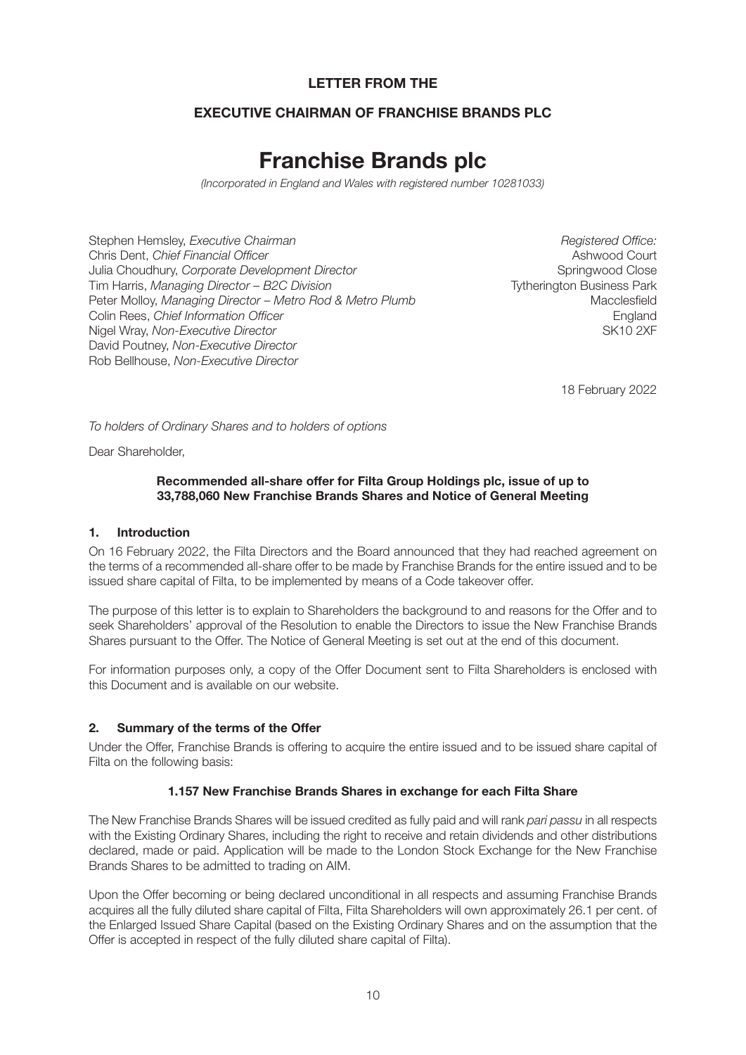**LETTER FROM THE**

**EXECUTIVE CHAIRMAN OF FRANCHISE BRANDS PLC**

# Franchise Brands plc

*(Incorporated in England and Wales with registered number 10281033)*

Stephen Hemsley, *Executive Chairman*
Chris Dent, *Chief Financial Officer*
Julia Choudhury, *Corporate Development Director*
Tim Harris, *Managing Director – B2C Division*
Peter Molloy, *Managing Director – Metro Rod & Metro Plumb*
Colin Rees, *Chief Information Officer*
Nigel Wray, *Non-Executive Director*
David Poutney, *Non-Executive Director*
Rob Bellhouse, *Non-Executive Director*

*Registered Office:*
Ashwood Court
Springwood Close
Tytherington Business Park
Macclesfield
England
SK10 2XF

18 February 2022

*To holders of Ordinary Shares and to holders of options*

Dear Shareholder,

**Recommended all-share offer for Filta Group Holdings plc, issue of up to 33,788,060 New Franchise Brands Shares and Notice of General Meeting**

## 1. Introduction

On 16 February 2022, the Filta Directors and the Board announced that they had reached agreement on the terms of a recommended all-share offer to be made by Franchise Brands for the entire issued and to be issued share capital of Filta, to be implemented by means of a Code takeover offer.

The purpose of this letter is to explain to Shareholders the background to and reasons for the Offer and to seek Shareholders' approval of the Resolution to enable the Directors to issue the New Franchise Brands Shares pursuant to the Offer. The Notice of General Meeting is set out at the end of this document.

For information purposes only, a copy of the Offer Document sent to Filta Shareholders is enclosed with this Document and is available on our website.

## 2. Summary of the terms of the Offer

Under the Offer, Franchise Brands is offering to acquire the entire issued and to be issued share capital of Filta on the following basis:

**1.157 New Franchise Brands Shares in exchange for each Filta Share**

The New Franchise Brands Shares will be issued credited as fully paid and will rank *pari passu* in all respects with the Existing Ordinary Shares, including the right to receive and retain dividends and other distributions declared, made or paid. Application will be made to the London Stock Exchange for the New Franchise Brands Shares to be admitted to trading on AIM.

Upon the Offer becoming or being declared unconditional in all respects and assuming Franchise Brands acquires all the fully diluted share capital of Filta, Filta Shareholders will own approximately 26.1 per cent. of the Enlarged Issued Share Capital (based on the Existing Ordinary Shares and on the assumption that the Offer is accepted in respect of the fully diluted share capital of Filta).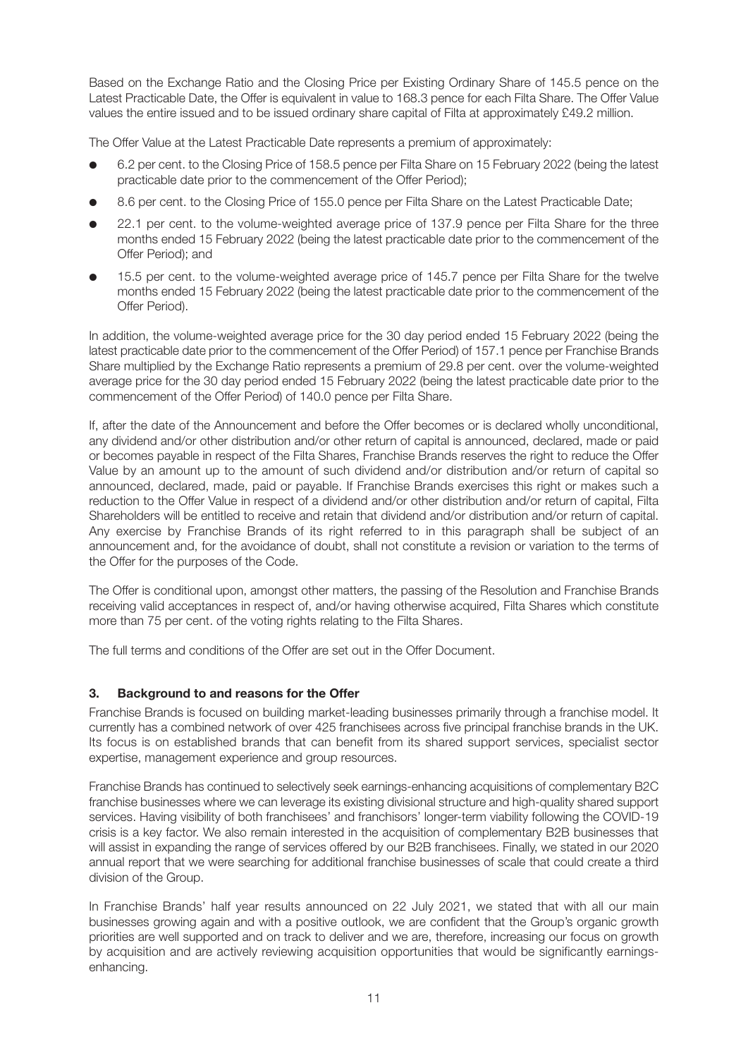Based on the Exchange Ratio and the Closing Price per Existing Ordinary Share of 145.5 pence on the Latest Practicable Date, the Offer is equivalent in value to 168.3 pence for each Filta Share. The Offer Value values the entire issued and to be issued ordinary share capital of Filta at approximately £49.2 million.

The Offer Value at the Latest Practicable Date represents a premium of approximately:

- 6.2 per cent. to the Closing Price of 158.5 pence per Filta Share on 15 February 2022 (being the latest practicable date prior to the commencement of the Offer Period);
- 8.6 per cent. to the Closing Price of 155.0 pence per Filta Share on the Latest Practicable Date;
- 22.1 per cent. to the volume-weighted average price of 137.9 pence per Filta Share for the three months ended 15 February 2022 (being the latest practicable date prior to the commencement of the Offer Period); and
- 15.5 per cent. to the volume-weighted average price of 145.7 pence per Filta Share for the twelve months ended 15 February 2022 (being the latest practicable date prior to the commencement of the Offer Period).

In addition, the volume-weighted average price for the 30 day period ended 15 February 2022 (being the latest practicable date prior to the commencement of the Offer Period) of 157.1 pence per Franchise Brands Share multiplied by the Exchange Ratio represents a premium of 29.8 per cent. over the volume-weighted average price for the 30 day period ended 15 February 2022 (being the latest practicable date prior to the commencement of the Offer Period) of 140.0 pence per Filta Share.

If, after the date of the Announcement and before the Offer becomes or is declared wholly unconditional, any dividend and/or other distribution and/or other return of capital is announced, declared, made or paid or becomes payable in respect of the Filta Shares, Franchise Brands reserves the right to reduce the Offer Value by an amount up to the amount of such dividend and/or distribution and/or return of capital so announced, declared, made, paid or payable. If Franchise Brands exercises this right or makes such a reduction to the Offer Value in respect of a dividend and/or other distribution and/or return of capital, Filta Shareholders will be entitled to receive and retain that dividend and/or distribution and/or return of capital. Any exercise by Franchise Brands of its right referred to in this paragraph shall be subject of an announcement and, for the avoidance of doubt, shall not constitute a revision or variation to the terms of the Offer for the purposes of the Code.

The Offer is conditional upon, amongst other matters, the passing of the Resolution and Franchise Brands receiving valid acceptances in respect of, and/or having otherwise acquired, Filta Shares which constitute more than 75 per cent. of the voting rights relating to the Filta Shares.

The full terms and conditions of the Offer are set out in the Offer Document.

## 3. Background to and reasons for the Offer

Franchise Brands is focused on building market-leading businesses primarily through a franchise model. It currently has a combined network of over 425 franchisees across five principal franchise brands in the UK. Its focus is on established brands that can benefit from its shared support services, specialist sector expertise, management experience and group resources.

Franchise Brands has continued to selectively seek earnings-enhancing acquisitions of complementary B2C franchise businesses where we can leverage its existing divisional structure and high-quality shared support services. Having visibility of both franchisees' and franchisors' longer-term viability following the COVID-19 crisis is a key factor. We also remain interested in the acquisition of complementary B2B businesses that will assist in expanding the range of services offered by our B2B franchisees. Finally, we stated in our 2020 annual report that we were searching for additional franchise businesses of scale that could create a third division of the Group.

In Franchise Brands' half year results announced on 22 July 2021, we stated that with all our main businesses growing again and with a positive outlook, we are confident that the Group's organic growth priorities are well supported and on track to deliver and we are, therefore, increasing our focus on growth by acquisition and are actively reviewing acquisition opportunities that would be significantly earnings-enhancing.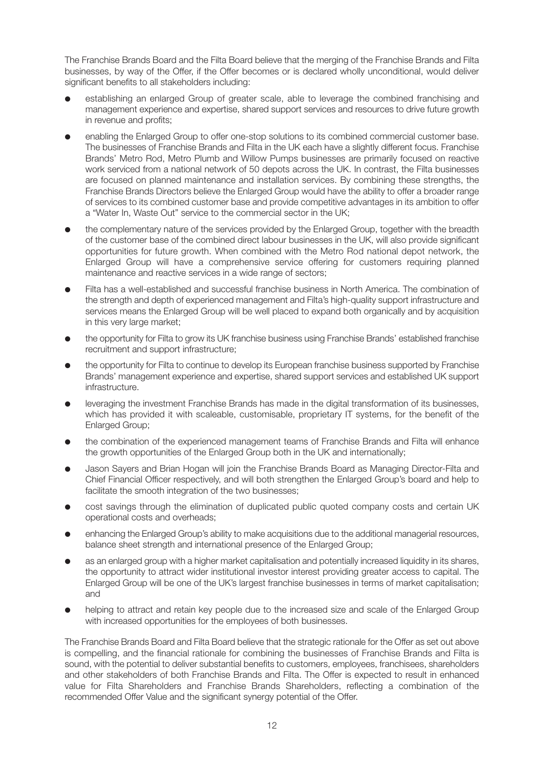The Franchise Brands Board and the Filta Board believe that the merging of the Franchise Brands and Filta businesses, by way of the Offer, if the Offer becomes or is declared wholly unconditional, would deliver significant benefits to all stakeholders including:

- establishing an enlarged Group of greater scale, able to leverage the combined franchising and management experience and expertise, shared support services and resources to drive future growth in revenue and profits;
- enabling the Enlarged Group to offer one-stop solutions to its combined commercial customer base. The businesses of Franchise Brands and Filta in the UK each have a slightly different focus. Franchise Brands' Metro Rod, Metro Plumb and Willow Pumps businesses are primarily focused on reactive work serviced from a national network of 50 depots across the UK. In contrast, the Filta businesses are focused on planned maintenance and installation services. By combining these strengths, the Franchise Brands Directors believe the Enlarged Group would have the ability to offer a broader range of services to its combined customer base and provide competitive advantages in its ambition to offer a "Water In, Waste Out" service to the commercial sector in the UK;
- the complementary nature of the services provided by the Enlarged Group, together with the breadth of the customer base of the combined direct labour businesses in the UK, will also provide significant opportunities for future growth. When combined with the Metro Rod national depot network, the Enlarged Group will have a comprehensive service offering for customers requiring planned maintenance and reactive services in a wide range of sectors;
- Filta has a well-established and successful franchise business in North America. The combination of the strength and depth of experienced management and Filta's high-quality support infrastructure and services means the Enlarged Group will be well placed to expand both organically and by acquisition in this very large market;
- the opportunity for Filta to grow its UK franchise business using Franchise Brands' established franchise recruitment and support infrastructure;
- the opportunity for Filta to continue to develop its European franchise business supported by Franchise Brands' management experience and expertise, shared support services and established UK support infrastructure.
- leveraging the investment Franchise Brands has made in the digital transformation of its businesses, which has provided it with scaleable, customisable, proprietary IT systems, for the benefit of the Enlarged Group;
- the combination of the experienced management teams of Franchise Brands and Filta will enhance the growth opportunities of the Enlarged Group both in the UK and internationally;
- Jason Sayers and Brian Hogan will join the Franchise Brands Board as Managing Director-Filta and Chief Financial Officer respectively, and will both strengthen the Enlarged Group's board and help to facilitate the smooth integration of the two businesses;
- cost savings through the elimination of duplicated public quoted company costs and certain UK operational costs and overheads;
- enhancing the Enlarged Group's ability to make acquisitions due to the additional managerial resources, balance sheet strength and international presence of the Enlarged Group;
- as an enlarged group with a higher market capitalisation and potentially increased liquidity in its shares, the opportunity to attract wider institutional investor interest providing greater access to capital. The Enlarged Group will be one of the UK's largest franchise businesses in terms of market capitalisation; and
- helping to attract and retain key people due to the increased size and scale of the Enlarged Group with increased opportunities for the employees of both businesses.

The Franchise Brands Board and Filta Board believe that the strategic rationale for the Offer as set out above is compelling, and the financial rationale for combining the businesses of Franchise Brands and Filta is sound, with the potential to deliver substantial benefits to customers, employees, franchisees, shareholders and other stakeholders of both Franchise Brands and Filta. The Offer is expected to result in enhanced value for Filta Shareholders and Franchise Brands Shareholders, reflecting a combination of the recommended Offer Value and the significant synergy potential of the Offer.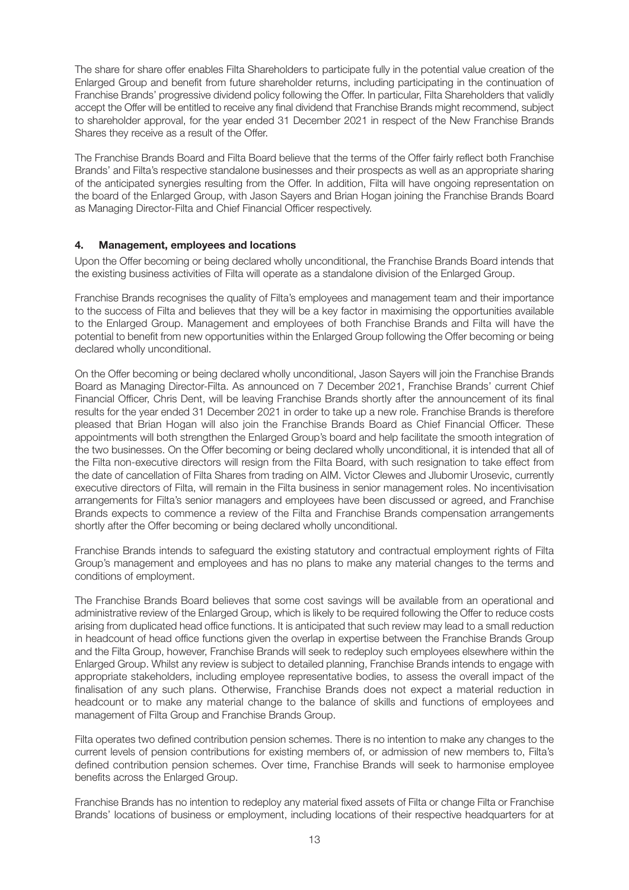The share for share offer enables Filta Shareholders to participate fully in the potential value creation of the Enlarged Group and benefit from future shareholder returns, including participating in the continuation of Franchise Brands' progressive dividend policy following the Offer. In particular, Filta Shareholders that validly accept the Offer will be entitled to receive any final dividend that Franchise Brands might recommend, subject to shareholder approval, for the year ended 31 December 2021 in respect of the New Franchise Brands Shares they receive as a result of the Offer.

The Franchise Brands Board and Filta Board believe that the terms of the Offer fairly reflect both Franchise Brands' and Filta's respective standalone businesses and their prospects as well as an appropriate sharing of the anticipated synergies resulting from the Offer. In addition, Filta will have ongoing representation on the board of the Enlarged Group, with Jason Sayers and Brian Hogan joining the Franchise Brands Board as Managing Director-Filta and Chief Financial Officer respectively.

## 4. Management, employees and locations

Upon the Offer becoming or being declared wholly unconditional, the Franchise Brands Board intends that the existing business activities of Filta will operate as a standalone division of the Enlarged Group.

Franchise Brands recognises the quality of Filta's employees and management team and their importance to the success of Filta and believes that they will be a key factor in maximising the opportunities available to the Enlarged Group. Management and employees of both Franchise Brands and Filta will have the potential to benefit from new opportunities within the Enlarged Group following the Offer becoming or being declared wholly unconditional.

On the Offer becoming or being declared wholly unconditional, Jason Sayers will join the Franchise Brands Board as Managing Director-Filta. As announced on 7 December 2021, Franchise Brands' current Chief Financial Officer, Chris Dent, will be leaving Franchise Brands shortly after the announcement of its final results for the year ended 31 December 2021 in order to take up a new role. Franchise Brands is therefore pleased that Brian Hogan will also join the Franchise Brands Board as Chief Financial Officer. These appointments will both strengthen the Enlarged Group's board and help facilitate the smooth integration of the two businesses. On the Offer becoming or being declared wholly unconditional, it is intended that all of the Filta non-executive directors will resign from the Filta Board, with such resignation to take effect from the date of cancellation of Filta Shares from trading on AIM. Victor Clewes and Jlubomir Urosevic, currently executive directors of Filta, will remain in the Filta business in senior management roles. No incentivisation arrangements for Filta's senior managers and employees have been discussed or agreed, and Franchise Brands expects to commence a review of the Filta and Franchise Brands compensation arrangements shortly after the Offer becoming or being declared wholly unconditional.

Franchise Brands intends to safeguard the existing statutory and contractual employment rights of Filta Group's management and employees and has no plans to make any material changes to the terms and conditions of employment.

The Franchise Brands Board believes that some cost savings will be available from an operational and administrative review of the Enlarged Group, which is likely to be required following the Offer to reduce costs arising from duplicated head office functions. It is anticipated that such review may lead to a small reduction in headcount of head office functions given the overlap in expertise between the Franchise Brands Group and the Filta Group, however, Franchise Brands will seek to redeploy such employees elsewhere within the Enlarged Group. Whilst any review is subject to detailed planning, Franchise Brands intends to engage with appropriate stakeholders, including employee representative bodies, to assess the overall impact of the finalisation of any such plans. Otherwise, Franchise Brands does not expect a material reduction in headcount or to make any material change to the balance of skills and functions of employees and management of Filta Group and Franchise Brands Group.

Filta operates two defined contribution pension schemes. There is no intention to make any changes to the current levels of pension contributions for existing members of, or admission of new members to, Filta's defined contribution pension schemes. Over time, Franchise Brands will seek to harmonise employee benefits across the Enlarged Group.

Franchise Brands has no intention to redeploy any material fixed assets of Filta or change Filta or Franchise Brands' locations of business or employment, including locations of their respective headquarters for at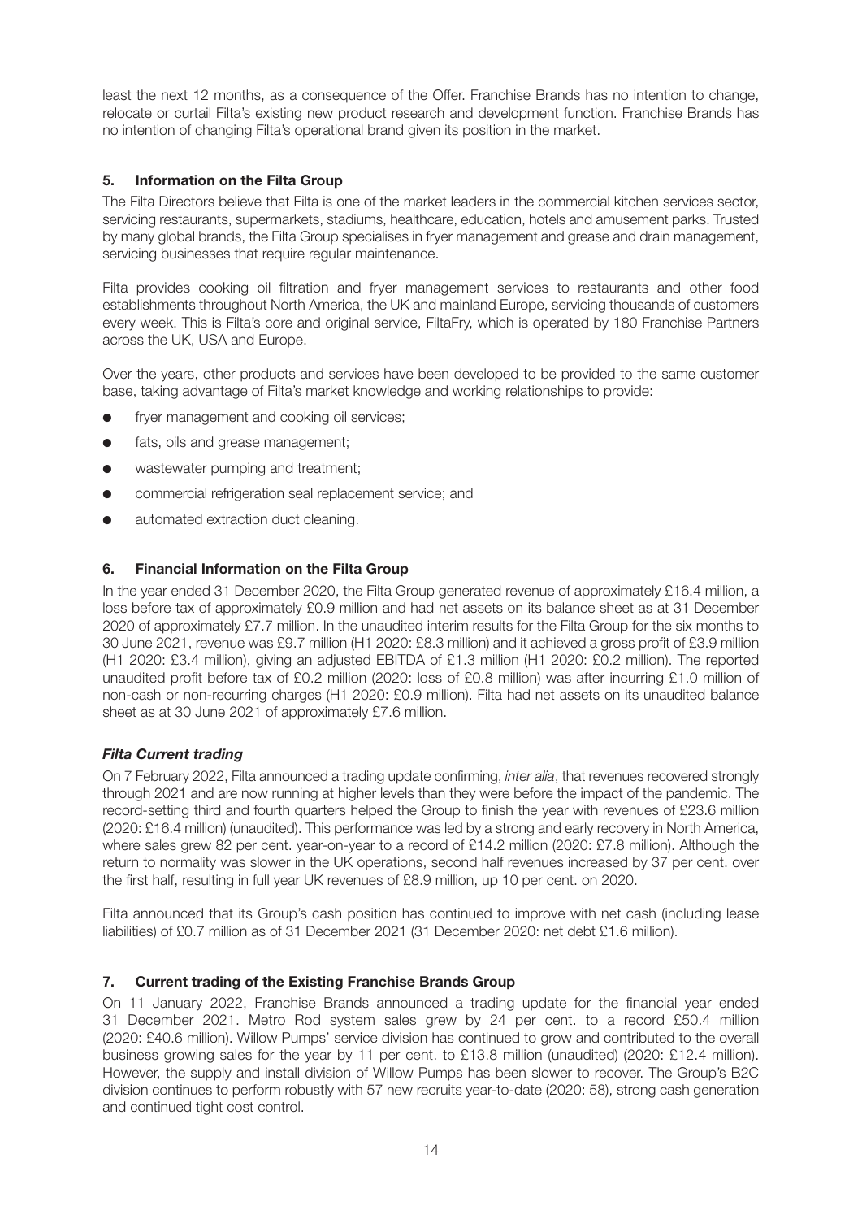least the next 12 months, as a consequence of the Offer. Franchise Brands has no intention to change, relocate or curtail Filta's existing new product research and development function. Franchise Brands has no intention of changing Filta's operational brand given its position in the market.

## 5. Information on the Filta Group

The Filta Directors believe that Filta is one of the market leaders in the commercial kitchen services sector, servicing restaurants, supermarkets, stadiums, healthcare, education, hotels and amusement parks. Trusted by many global brands, the Filta Group specialises in fryer management and grease and drain management, servicing businesses that require regular maintenance.

Filta provides cooking oil filtration and fryer management services to restaurants and other food establishments throughout North America, the UK and mainland Europe, servicing thousands of customers every week. This is Filta's core and original service, FiltaFry, which is operated by 180 Franchise Partners across the UK, USA and Europe.

Over the years, other products and services have been developed to be provided to the same customer base, taking advantage of Filta's market knowledge and working relationships to provide:

- fryer management and cooking oil services;
- fats, oils and grease management;
- wastewater pumping and treatment;
- commercial refrigeration seal replacement service; and
- automated extraction duct cleaning.

## 6. Financial Information on the Filta Group

In the year ended 31 December 2020, the Filta Group generated revenue of approximately £16.4 million, a loss before tax of approximately £0.9 million and had net assets on its balance sheet as at 31 December 2020 of approximately £7.7 million. In the unaudited interim results for the Filta Group for the six months to 30 June 2021, revenue was £9.7 million (H1 2020: £8.3 million) and it achieved a gross profit of £3.9 million (H1 2020: £3.4 million), giving an adjusted EBITDA of £1.3 million (H1 2020: £0.2 million). The reported unaudited profit before tax of £0.2 million (2020: loss of £0.8 million) was after incurring £1.0 million of non-cash or non-recurring charges (H1 2020: £0.9 million). Filta had net assets on its unaudited balance sheet as at 30 June 2021 of approximately £7.6 million.

### *Filta Current trading*

On 7 February 2022, Filta announced a trading update confirming, *inter alia*, that revenues recovered strongly through 2021 and are now running at higher levels than they were before the impact of the pandemic. The record-setting third and fourth quarters helped the Group to finish the year with revenues of £23.6 million (2020: £16.4 million) (unaudited). This performance was led by a strong and early recovery in North America, where sales grew 82 per cent. year-on-year to a record of £14.2 million (2020: £7.8 million). Although the return to normality was slower in the UK operations, second half revenues increased by 37 per cent. over the first half, resulting in full year UK revenues of £8.9 million, up 10 per cent. on 2020.

Filta announced that its Group's cash position has continued to improve with net cash (including lease liabilities) of £0.7 million as of 31 December 2021 (31 December 2020: net debt £1.6 million).

## 7. Current trading of the Existing Franchise Brands Group

On 11 January 2022, Franchise Brands announced a trading update for the financial year ended 31 December 2021. Metro Rod system sales grew by 24 per cent. to a record £50.4 million (2020: £40.6 million). Willow Pumps' service division has continued to grow and contributed to the overall business growing sales for the year by 11 per cent. to £13.8 million (unaudited) (2020: £12.4 million). However, the supply and install division of Willow Pumps has been slower to recover. The Group's B2C division continues to perform robustly with 57 new recruits year-to-date (2020: 58), strong cash generation and continued tight cost control.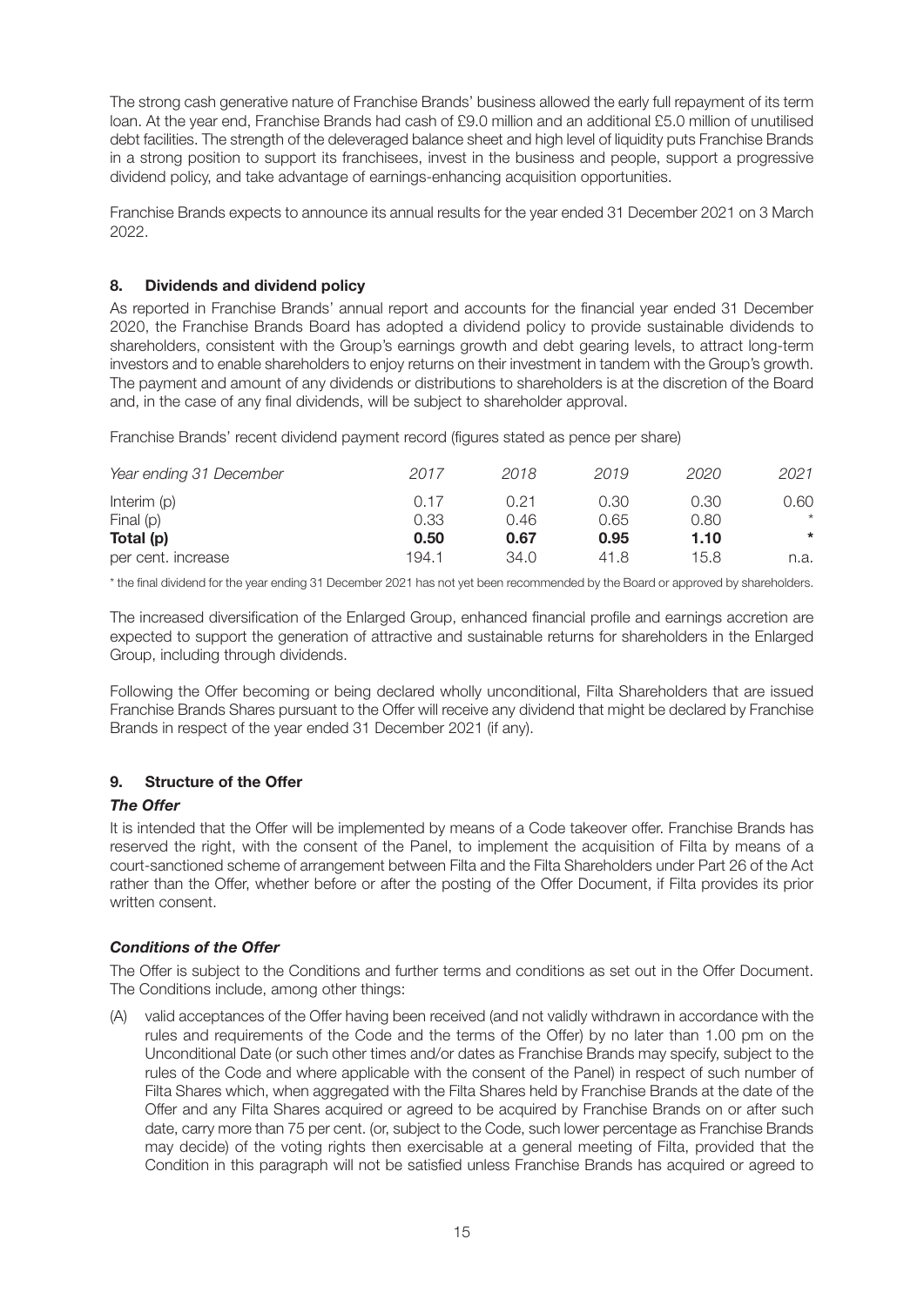The strong cash generative nature of Franchise Brands' business allowed the early full repayment of its term loan. At the year end, Franchise Brands had cash of £9.0 million and an additional £5.0 million of unutilised debt facilities. The strength of the deleveraged balance sheet and high level of liquidity puts Franchise Brands in a strong position to support its franchisees, invest in the business and people, support a progressive dividend policy, and take advantage of earnings-enhancing acquisition opportunities.

Franchise Brands expects to announce its annual results for the year ended 31 December 2021 on 3 March 2022.

## 8. Dividends and dividend policy

As reported in Franchise Brands' annual report and accounts for the financial year ended 31 December 2020, the Franchise Brands Board has adopted a dividend policy to provide sustainable dividends to shareholders, consistent with the Group's earnings growth and debt gearing levels, to attract long-term investors and to enable shareholders to enjoy returns on their investment in tandem with the Group's growth. The payment and amount of any dividends or distributions to shareholders is at the discretion of the Board and, in the case of any final dividends, will be subject to shareholder approval.

Franchise Brands' recent dividend payment record (figures stated as pence per share)

| *Year ending 31 December* | *2017* | *2018* | *2019* | *2020* | *2021* |
|---|---|---|---|---|---|
| Interim (p) | 0.17 | 0.21 | 0.30 | 0.30 | 0.60 |
| Final (p) | 0.33 | 0.46 | 0.65 | 0.80 | * |
| **Total (p)** | **0.50** | **0.67** | **0.95** | **1.10** | * |
| per cent. increase | 194.1 | 34.0 | 41.8 | 15.8 | n.a. |

\* the final dividend for the year ending 31 December 2021 has not yet been recommended by the Board or approved by shareholders.

The increased diversification of the Enlarged Group, enhanced financial profile and earnings accretion are expected to support the generation of attractive and sustainable returns for shareholders in the Enlarged Group, including through dividends.

Following the Offer becoming or being declared wholly unconditional, Filta Shareholders that are issued Franchise Brands Shares pursuant to the Offer will receive any dividend that might be declared by Franchise Brands in respect of the year ended 31 December 2021 (if any).

## 9. Structure of the Offer

### *The Offer*

It is intended that the Offer will be implemented by means of a Code takeover offer. Franchise Brands has reserved the right, with the consent of the Panel, to implement the acquisition of Filta by means of a court-sanctioned scheme of arrangement between Filta and the Filta Shareholders under Part 26 of the Act rather than the Offer, whether before or after the posting of the Offer Document, if Filta provides its prior written consent.

### *Conditions of the Offer*

The Offer is subject to the Conditions and further terms and conditions as set out in the Offer Document. The Conditions include, among other things:

(A) valid acceptances of the Offer having been received (and not validly withdrawn in accordance with the rules and requirements of the Code and the terms of the Offer) by no later than 1.00 pm on the Unconditional Date (or such other times and/or dates as Franchise Brands may specify, subject to the rules of the Code and where applicable with the consent of the Panel) in respect of such number of Filta Shares which, when aggregated with the Filta Shares held by Franchise Brands at the date of the Offer and any Filta Shares acquired or agreed to be acquired by Franchise Brands on or after such date, carry more than 75 per cent. (or, subject to the Code, such lower percentage as Franchise Brands may decide) of the voting rights then exercisable at a general meeting of Filta, provided that the Condition in this paragraph will not be satisfied unless Franchise Brands has acquired or agreed to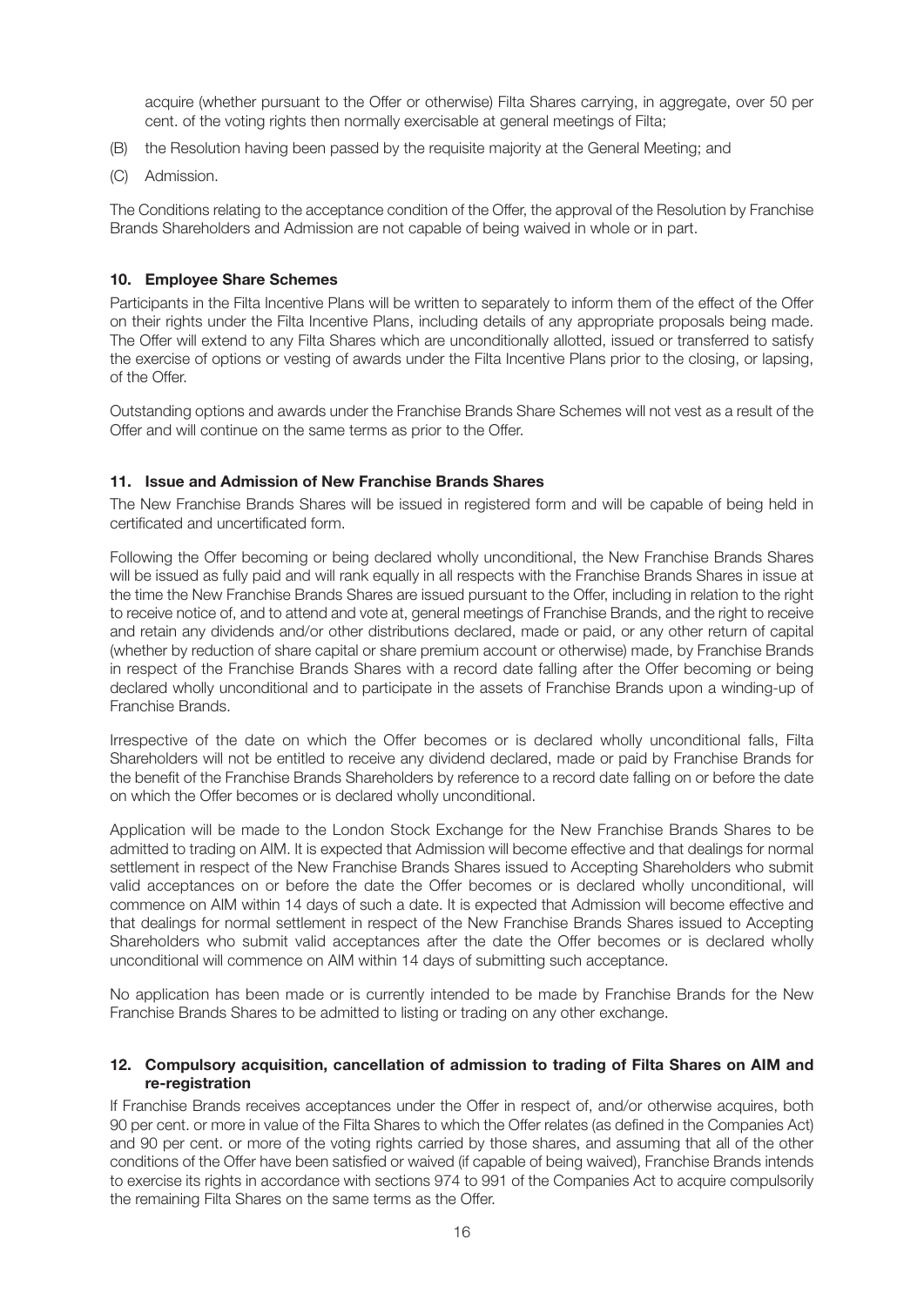acquire (whether pursuant to the Offer or otherwise) Filta Shares carrying, in aggregate, over 50 per cent. of the voting rights then normally exercisable at general meetings of Filta;

(B) the Resolution having been passed by the requisite majority at the General Meeting; and

(C) Admission.

The Conditions relating to the acceptance condition of the Offer, the approval of the Resolution by Franchise Brands Shareholders and Admission are not capable of being waived in whole or in part.

## 10. Employee Share Schemes

Participants in the Filta Incentive Plans will be written to separately to inform them of the effect of the Offer on their rights under the Filta Incentive Plans, including details of any appropriate proposals being made. The Offer will extend to any Filta Shares which are unconditionally allotted, issued or transferred to satisfy the exercise of options or vesting of awards under the Filta Incentive Plans prior to the closing, or lapsing, of the Offer.

Outstanding options and awards under the Franchise Brands Share Schemes will not vest as a result of the Offer and will continue on the same terms as prior to the Offer.

## 11. Issue and Admission of New Franchise Brands Shares

The New Franchise Brands Shares will be issued in registered form and will be capable of being held in certificated and uncertificated form.

Following the Offer becoming or being declared wholly unconditional, the New Franchise Brands Shares will be issued as fully paid and will rank equally in all respects with the Franchise Brands Shares in issue at the time the New Franchise Brands Shares are issued pursuant to the Offer, including in relation to the right to receive notice of, and to attend and vote at, general meetings of Franchise Brands, and the right to receive and retain any dividends and/or other distributions declared, made or paid, or any other return of capital (whether by reduction of share capital or share premium account or otherwise) made, by Franchise Brands in respect of the Franchise Brands Shares with a record date falling after the Offer becoming or being declared wholly unconditional and to participate in the assets of Franchise Brands upon a winding-up of Franchise Brands.

Irrespective of the date on which the Offer becomes or is declared wholly unconditional falls, Filta Shareholders will not be entitled to receive any dividend declared, made or paid by Franchise Brands for the benefit of the Franchise Brands Shareholders by reference to a record date falling on or before the date on which the Offer becomes or is declared wholly unconditional.

Application will be made to the London Stock Exchange for the New Franchise Brands Shares to be admitted to trading on AIM. It is expected that Admission will become effective and that dealings for normal settlement in respect of the New Franchise Brands Shares issued to Accepting Shareholders who submit valid acceptances on or before the date the Offer becomes or is declared wholly unconditional, will commence on AIM within 14 days of such a date. It is expected that Admission will become effective and that dealings for normal settlement in respect of the New Franchise Brands Shares issued to Accepting Shareholders who submit valid acceptances after the date the Offer becomes or is declared wholly unconditional will commence on AIM within 14 days of submitting such acceptance.

No application has been made or is currently intended to be made by Franchise Brands for the New Franchise Brands Shares to be admitted to listing or trading on any other exchange.

## 12. Compulsory acquisition, cancellation of admission to trading of Filta Shares on AIM and re-registration

If Franchise Brands receives acceptances under the Offer in respect of, and/or otherwise acquires, both 90 per cent. or more in value of the Filta Shares to which the Offer relates (as defined in the Companies Act) and 90 per cent. or more of the voting rights carried by those shares, and assuming that all of the other conditions of the Offer have been satisfied or waived (if capable of being waived), Franchise Brands intends to exercise its rights in accordance with sections 974 to 991 of the Companies Act to acquire compulsorily the remaining Filta Shares on the same terms as the Offer.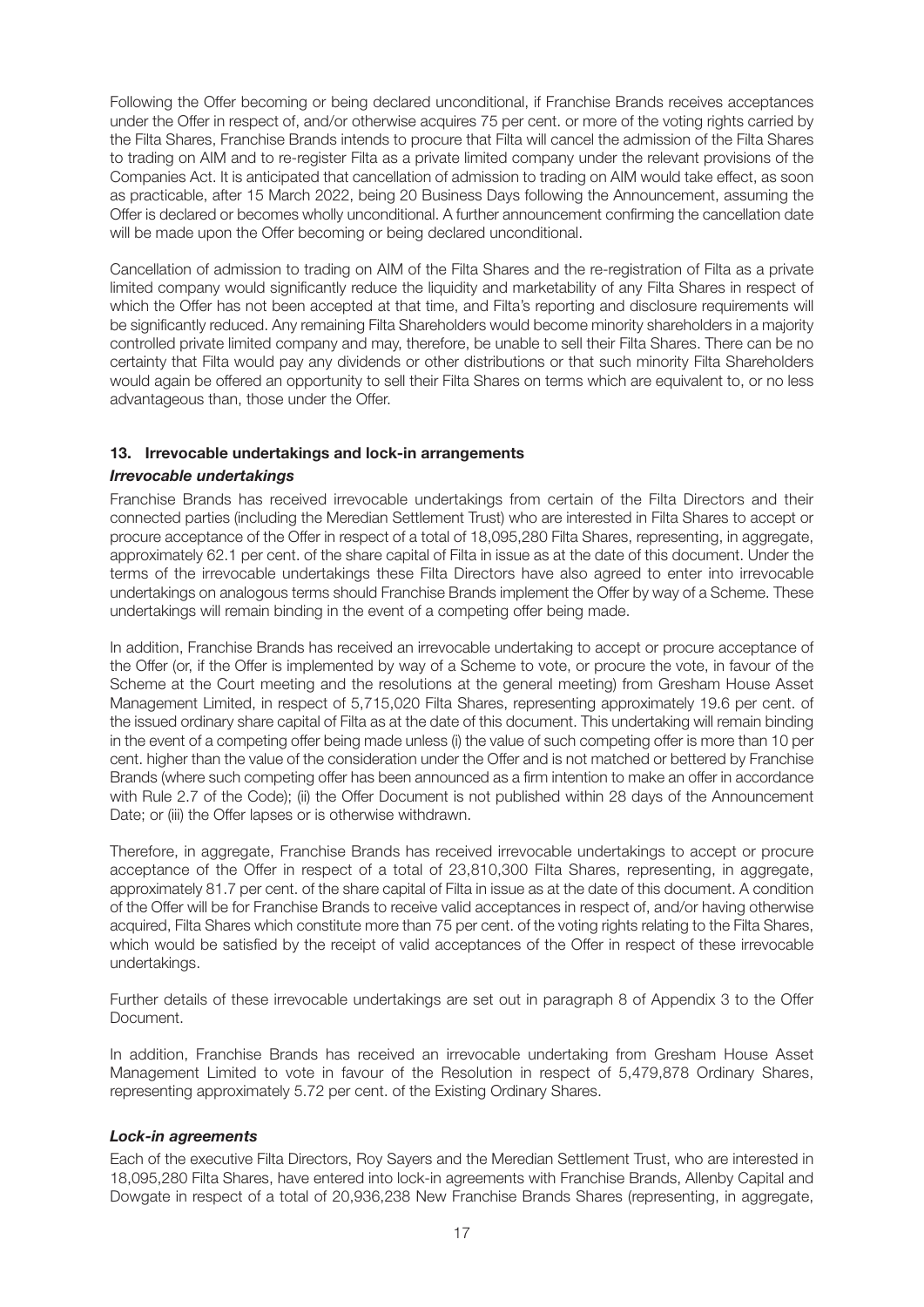Following the Offer becoming or being declared unconditional, if Franchise Brands receives acceptances under the Offer in respect of, and/or otherwise acquires 75 per cent. or more of the voting rights carried by the Filta Shares, Franchise Brands intends to procure that Filta will cancel the admission of the Filta Shares to trading on AIM and to re-register Filta as a private limited company under the relevant provisions of the Companies Act. It is anticipated that cancellation of admission to trading on AIM would take effect, as soon as practicable, after 15 March 2022, being 20 Business Days following the Announcement, assuming the Offer is declared or becomes wholly unconditional. A further announcement confirming the cancellation date will be made upon the Offer becoming or being declared unconditional.

Cancellation of admission to trading on AIM of the Filta Shares and the re-registration of Filta as a private limited company would significantly reduce the liquidity and marketability of any Filta Shares in respect of which the Offer has not been accepted at that time, and Filta's reporting and disclosure requirements will be significantly reduced. Any remaining Filta Shareholders would become minority shareholders in a majority controlled private limited company and may, therefore, be unable to sell their Filta Shares. There can be no certainty that Filta would pay any dividends or other distributions or that such minority Filta Shareholders would again be offered an opportunity to sell their Filta Shares on terms which are equivalent to, or no less advantageous than, those under the Offer.

## 13. Irrevocable undertakings and lock-in arrangements

### *Irrevocable undertakings*

Franchise Brands has received irrevocable undertakings from certain of the Filta Directors and their connected parties (including the Meredian Settlement Trust) who are interested in Filta Shares to accept or procure acceptance of the Offer in respect of a total of 18,095,280 Filta Shares, representing, in aggregate, approximately 62.1 per cent. of the share capital of Filta in issue as at the date of this document. Under the terms of the irrevocable undertakings these Filta Directors have also agreed to enter into irrevocable undertakings on analogous terms should Franchise Brands implement the Offer by way of a Scheme. These undertakings will remain binding in the event of a competing offer being made.

In addition, Franchise Brands has received an irrevocable undertaking to accept or procure acceptance of the Offer (or, if the Offer is implemented by way of a Scheme to vote, or procure the vote, in favour of the Scheme at the Court meeting and the resolutions at the general meeting) from Gresham House Asset Management Limited, in respect of 5,715,020 Filta Shares, representing approximately 19.6 per cent. of the issued ordinary share capital of Filta as at the date of this document. This undertaking will remain binding in the event of a competing offer being made unless (i) the value of such competing offer is more than 10 per cent. higher than the value of the consideration under the Offer and is not matched or bettered by Franchise Brands (where such competing offer has been announced as a firm intention to make an offer in accordance with Rule 2.7 of the Code); (ii) the Offer Document is not published within 28 days of the Announcement Date; or (iii) the Offer lapses or is otherwise withdrawn.

Therefore, in aggregate, Franchise Brands has received irrevocable undertakings to accept or procure acceptance of the Offer in respect of a total of 23,810,300 Filta Shares, representing, in aggregate, approximately 81.7 per cent. of the share capital of Filta in issue as at the date of this document. A condition of the Offer will be for Franchise Brands to receive valid acceptances in respect of, and/or having otherwise acquired, Filta Shares which constitute more than 75 per cent. of the voting rights relating to the Filta Shares, which would be satisfied by the receipt of valid acceptances of the Offer in respect of these irrevocable undertakings.

Further details of these irrevocable undertakings are set out in paragraph 8 of Appendix 3 to the Offer Document.

In addition, Franchise Brands has received an irrevocable undertaking from Gresham House Asset Management Limited to vote in favour of the Resolution in respect of 5,479,878 Ordinary Shares, representing approximately 5.72 per cent. of the Existing Ordinary Shares.

### *Lock-in agreements*

Each of the executive Filta Directors, Roy Sayers and the Meredian Settlement Trust, who are interested in 18,095,280 Filta Shares, have entered into lock-in agreements with Franchise Brands, Allenby Capital and Dowgate in respect of a total of 20,936,238 New Franchise Brands Shares (representing, in aggregate,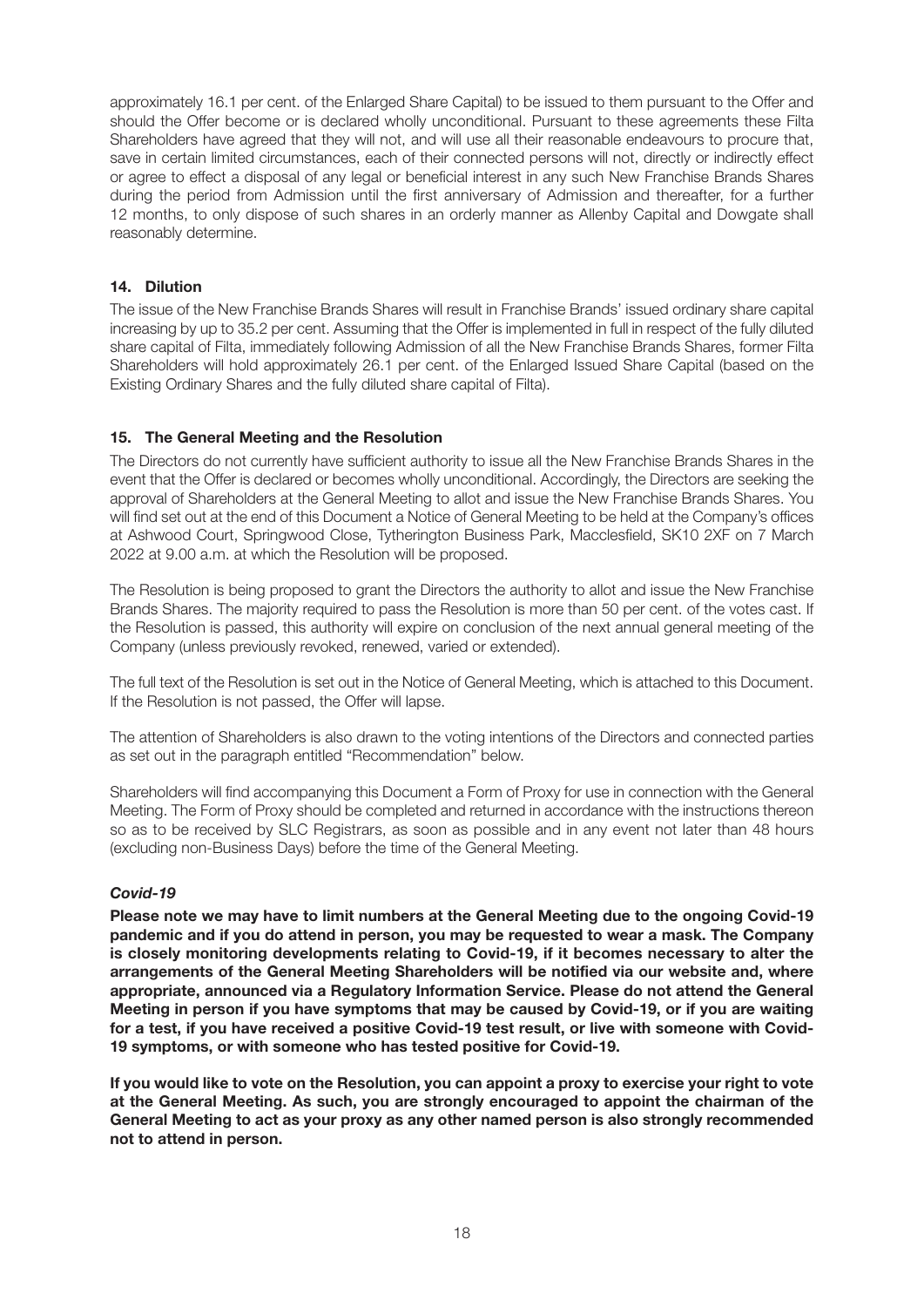approximately 16.1 per cent. of the Enlarged Share Capital) to be issued to them pursuant to the Offer and should the Offer become or is declared wholly unconditional. Pursuant to these agreements these Filta Shareholders have agreed that they will not, and will use all their reasonable endeavours to procure that, save in certain limited circumstances, each of their connected persons will not, directly or indirectly effect or agree to effect a disposal of any legal or beneficial interest in any such New Franchise Brands Shares during the period from Admission until the first anniversary of Admission and thereafter, for a further 12 months, to only dispose of such shares in an orderly manner as Allenby Capital and Dowgate shall reasonably determine.

## 14. Dilution

The issue of the New Franchise Brands Shares will result in Franchise Brands' issued ordinary share capital increasing by up to 35.2 per cent. Assuming that the Offer is implemented in full in respect of the fully diluted share capital of Filta, immediately following Admission of all the New Franchise Brands Shares, former Filta Shareholders will hold approximately 26.1 per cent. of the Enlarged Issued Share Capital (based on the Existing Ordinary Shares and the fully diluted share capital of Filta).

## 15. The General Meeting and the Resolution

The Directors do not currently have sufficient authority to issue all the New Franchise Brands Shares in the event that the Offer is declared or becomes wholly unconditional. Accordingly, the Directors are seeking the approval of Shareholders at the General Meeting to allot and issue the New Franchise Brands Shares. You will find set out at the end of this Document a Notice of General Meeting to be held at the Company's offices at Ashwood Court, Springwood Close, Tytherington Business Park, Macclesfield, SK10 2XF on 7 March 2022 at 9.00 a.m. at which the Resolution will be proposed.

The Resolution is being proposed to grant the Directors the authority to allot and issue the New Franchise Brands Shares. The majority required to pass the Resolution is more than 50 per cent. of the votes cast. If the Resolution is passed, this authority will expire on conclusion of the next annual general meeting of the Company (unless previously revoked, renewed, varied or extended).

The full text of the Resolution is set out in the Notice of General Meeting, which is attached to this Document. If the Resolution is not passed, the Offer will lapse.

The attention of Shareholders is also drawn to the voting intentions of the Directors and connected parties as set out in the paragraph entitled "Recommendation" below.

Shareholders will find accompanying this Document a Form of Proxy for use in connection with the General Meeting. The Form of Proxy should be completed and returned in accordance with the instructions thereon so as to be received by SLC Registrars, as soon as possible and in any event not later than 48 hours (excluding non-Business Days) before the time of the General Meeting.

### *Covid-19*

**Please note we may have to limit numbers at the General Meeting due to the ongoing Covid-19 pandemic and if you do attend in person, you may be requested to wear a mask. The Company is closely monitoring developments relating to Covid-19, if it becomes necessary to alter the arrangements of the General Meeting Shareholders will be notified via our website and, where appropriate, announced via a Regulatory Information Service. Please do not attend the General Meeting in person if you have symptoms that may be caused by Covid-19, or if you are waiting for a test, if you have received a positive Covid-19 test result, or live with someone with Covid-19 symptoms, or with someone who has tested positive for Covid-19.**

**If you would like to vote on the Resolution, you can appoint a proxy to exercise your right to vote at the General Meeting. As such, you are strongly encouraged to appoint the chairman of the General Meeting to act as your proxy as any other named person is also strongly recommended not to attend in person.**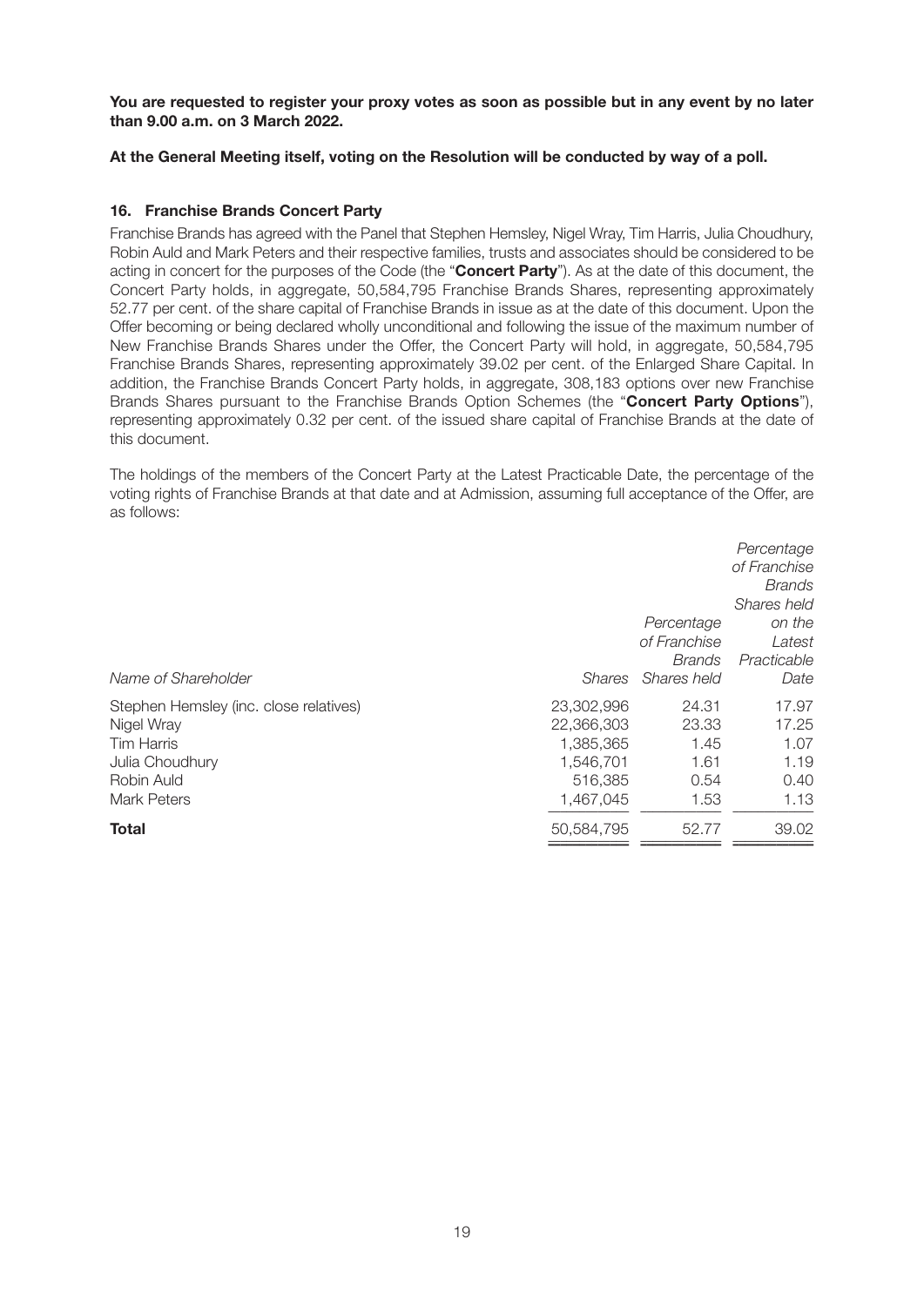**You are requested to register your proxy votes as soon as possible but in any event by no later than 9.00 a.m. on 3 March 2022.**

**At the General Meeting itself, voting on the Resolution will be conducted by way of a poll.**

### 16. Franchise Brands Concert Party

Franchise Brands has agreed with the Panel that Stephen Hemsley, Nigel Wray, Tim Harris, Julia Choudhury, Robin Auld and Mark Peters and their respective families, trusts and associates should be considered to be acting in concert for the purposes of the Code (the "**Concert Party**"). As at the date of this document, the Concert Party holds, in aggregate, 50,584,795 Franchise Brands Shares, representing approximately 52.77 per cent. of the share capital of Franchise Brands in issue as at the date of this document. Upon the Offer becoming or being declared wholly unconditional and following the issue of the maximum number of New Franchise Brands Shares under the Offer, the Concert Party will hold, in aggregate, 50,584,795 Franchise Brands Shares, representing approximately 39.02 per cent. of the Enlarged Share Capital. In addition, the Franchise Brands Concert Party holds, in aggregate, 308,183 options over new Franchise Brands Shares pursuant to the Franchise Brands Option Schemes (the "**Concert Party Options**"), representing approximately 0.32 per cent. of the issued share capital of Franchise Brands at the date of this document.

The holdings of the members of the Concert Party at the Latest Practicable Date, the percentage of the voting rights of Franchise Brands at that date and at Admission, assuming full acceptance of the Offer, are as follows:

| *Name of Shareholder* | *Shares* | *Percentage of Franchise Brands Shares held* | *Percentage of Franchise Brands Shares held on the Latest Practicable Date* |
|---|---|---|---|
| Stephen Hemsley (inc. close relatives) | 23,302,996 | 24.31 | 17.97 |
| Nigel Wray | 22,366,303 | 23.33 | 17.25 |
| Tim Harris | 1,385,365 | 1.45 | 1.07 |
| Julia Choudhury | 1,546,701 | 1.61 | 1.19 |
| Robin Auld | 516,385 | 0.54 | 0.40 |
| Mark Peters | 1,467,045 | 1.53 | 1.13 |
| **Total** | 50,584,795 | 52.77 | 39.02 |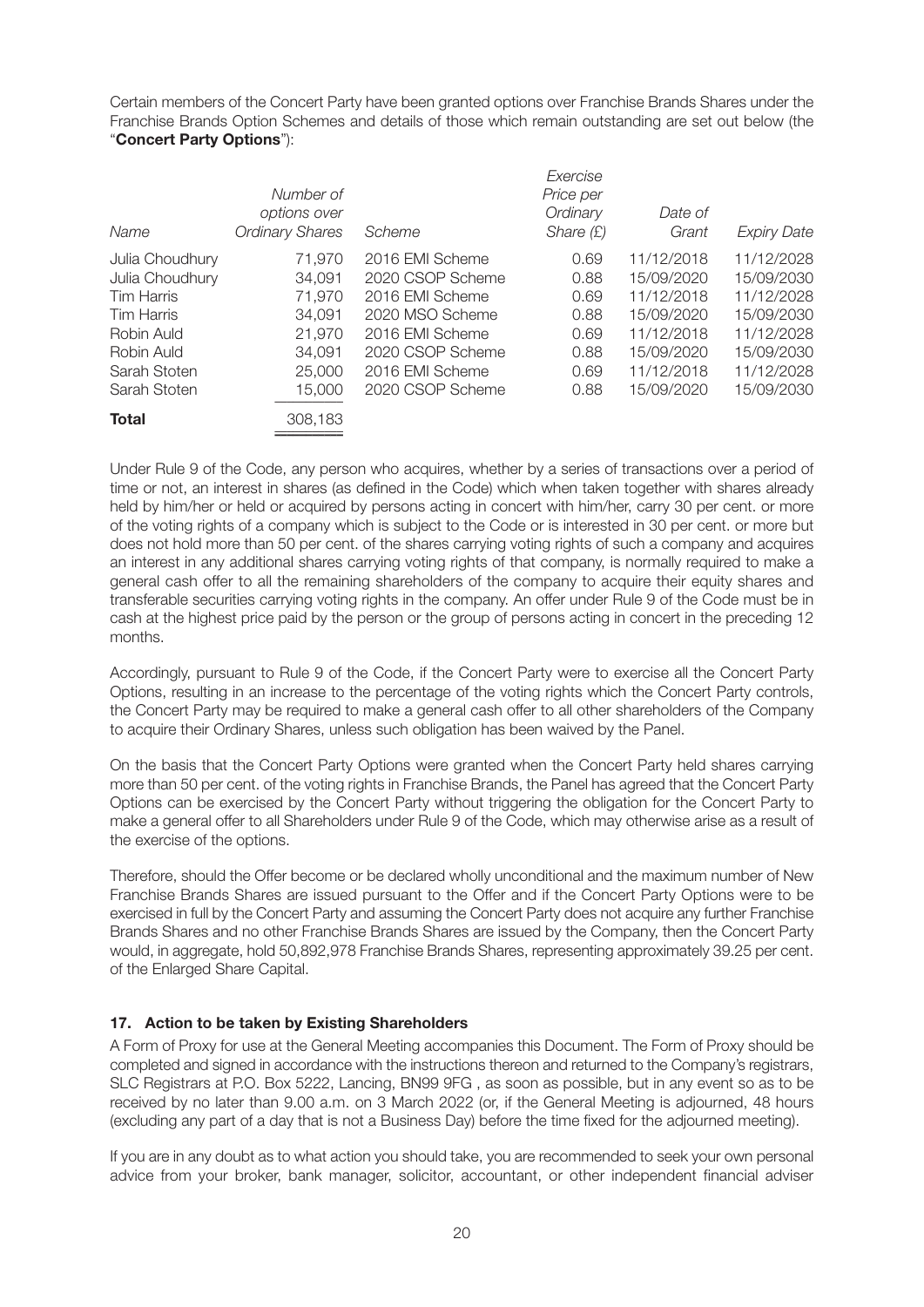Certain members of the Concert Party have been granted options over Franchise Brands Shares under the Franchise Brands Option Schemes and details of those which remain outstanding are set out below (the "**Concert Party Options**"):

| *Name* | *Number of options over Ordinary Shares* | *Scheme* | *Exercise Price per Ordinary Share (£)* | *Date of Grant* | *Expiry Date* |
|---|---|---|---|---|---|
| Julia Choudhury | 71,970 | 2016 EMI Scheme | 0.69 | 11/12/2018 | 11/12/2028 |
| Julia Choudhury | 34,091 | 2020 CSOP Scheme | 0.88 | 15/09/2020 | 15/09/2030 |
| Tim Harris | 71,970 | 2016 EMI Scheme | 0.69 | 11/12/2018 | 11/12/2028 |
| Tim Harris | 34,091 | 2020 MSO Scheme | 0.88 | 15/09/2020 | 15/09/2030 |
| Robin Auld | 21,970 | 2016 EMI Scheme | 0.69 | 11/12/2018 | 11/12/2028 |
| Robin Auld | 34,091 | 2020 CSOP Scheme | 0.88 | 15/09/2020 | 15/09/2030 |
| Sarah Stoten | 25,000 | 2016 EMI Scheme | 0.69 | 11/12/2018 | 11/12/2028 |
| Sarah Stoten | 15,000 | 2020 CSOP Scheme | 0.88 | 15/09/2020 | 15/09/2030 |
| **Total** | 308,183 | | | | |

Under Rule 9 of the Code, any person who acquires, whether by a series of transactions over a period of time or not, an interest in shares (as defined in the Code) which when taken together with shares already held by him/her or held or acquired by persons acting in concert with him/her, carry 30 per cent. or more of the voting rights of a company which is subject to the Code or is interested in 30 per cent. or more but does not hold more than 50 per cent. of the shares carrying voting rights of such a company and acquires an interest in any additional shares carrying voting rights of that company, is normally required to make a general cash offer to all the remaining shareholders of the company to acquire their equity shares and transferable securities carrying voting rights in the company. An offer under Rule 9 of the Code must be in cash at the highest price paid by the person or the group of persons acting in concert in the preceding 12 months.

Accordingly, pursuant to Rule 9 of the Code, if the Concert Party were to exercise all the Concert Party Options, resulting in an increase to the percentage of the voting rights which the Concert Party controls, the Concert Party may be required to make a general cash offer to all other shareholders of the Company to acquire their Ordinary Shares, unless such obligation has been waived by the Panel.

On the basis that the Concert Party Options were granted when the Concert Party held shares carrying more than 50 per cent. of the voting rights in Franchise Brands, the Panel has agreed that the Concert Party Options can be exercised by the Concert Party without triggering the obligation for the Concert Party to make a general offer to all Shareholders under Rule 9 of the Code, which may otherwise arise as a result of the exercise of the options.

Therefore, should the Offer become or be declared wholly unconditional and the maximum number of New Franchise Brands Shares are issued pursuant to the Offer and if the Concert Party Options were to be exercised in full by the Concert Party and assuming the Concert Party does not acquire any further Franchise Brands Shares and no other Franchise Brands Shares are issued by the Company, then the Concert Party would, in aggregate, hold 50,892,978 Franchise Brands Shares, representing approximately 39.25 per cent. of the Enlarged Share Capital.

### 17. Action to be taken by Existing Shareholders

A Form of Proxy for use at the General Meeting accompanies this Document. The Form of Proxy should be completed and signed in accordance with the instructions thereon and returned to the Company's registrars, SLC Registrars at P.O. Box 5222, Lancing, BN99 9FG , as soon as possible, but in any event so as to be received by no later than 9.00 a.m. on 3 March 2022 (or, if the General Meeting is adjourned, 48 hours (excluding any part of a day that is not a Business Day) before the time fixed for the adjourned meeting).

If you are in any doubt as to what action you should take, you are recommended to seek your own personal advice from your broker, bank manager, solicitor, accountant, or other independent financial adviser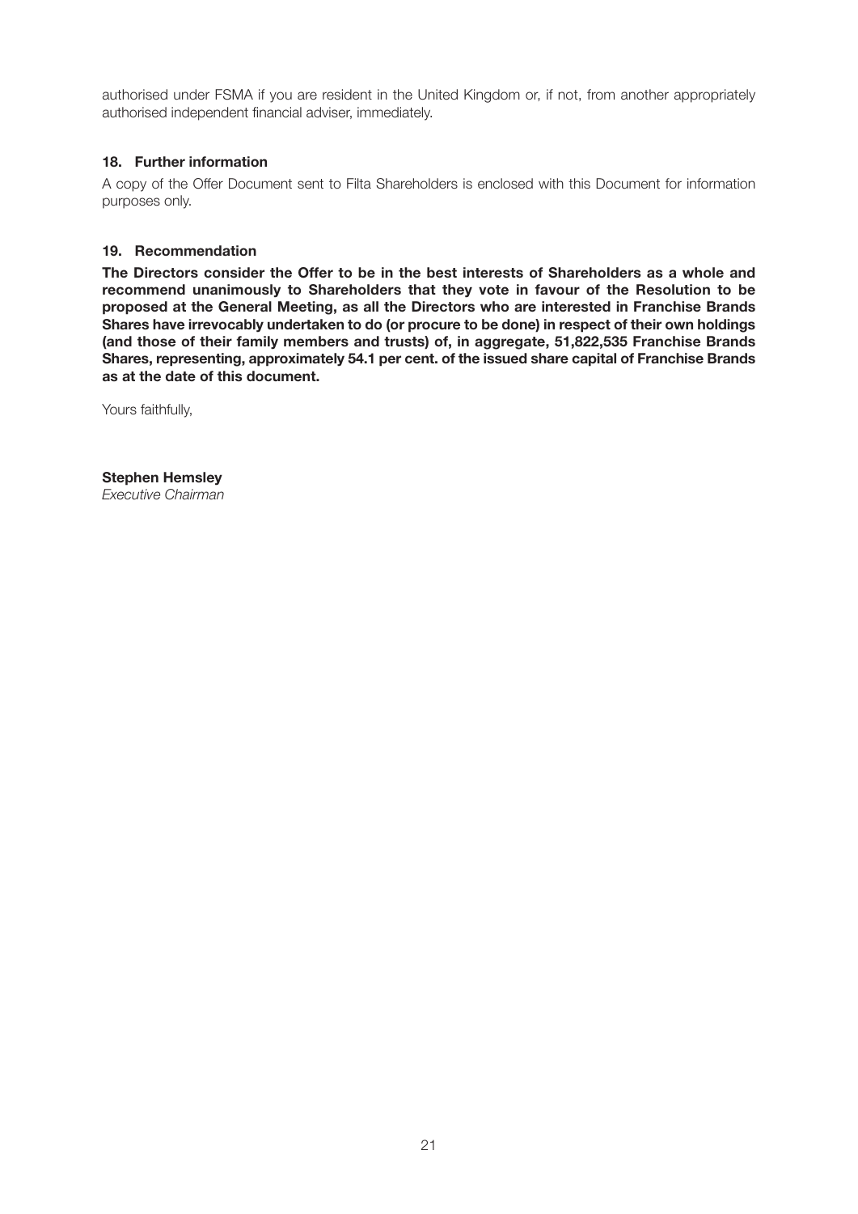authorised under FSMA if you are resident in the United Kingdom or, if not, from another appropriately authorised independent financial adviser, immediately.

## 18. Further information

A copy of the Offer Document sent to Filta Shareholders is enclosed with this Document for information purposes only.

## 19. Recommendation

**The Directors consider the Offer to be in the best interests of Shareholders as a whole and recommend unanimously to Shareholders that they vote in favour of the Resolution to be proposed at the General Meeting, as all the Directors who are interested in Franchise Brands Shares have irrevocably undertaken to do (or procure to be done) in respect of their own holdings (and those of their family members and trusts) of, in aggregate, 51,822,535 Franchise Brands Shares, representing, approximately 54.1 per cent. of the issued share capital of Franchise Brands as at the date of this document.**

Yours faithfully,

**Stephen Hemsley**
*Executive Chairman*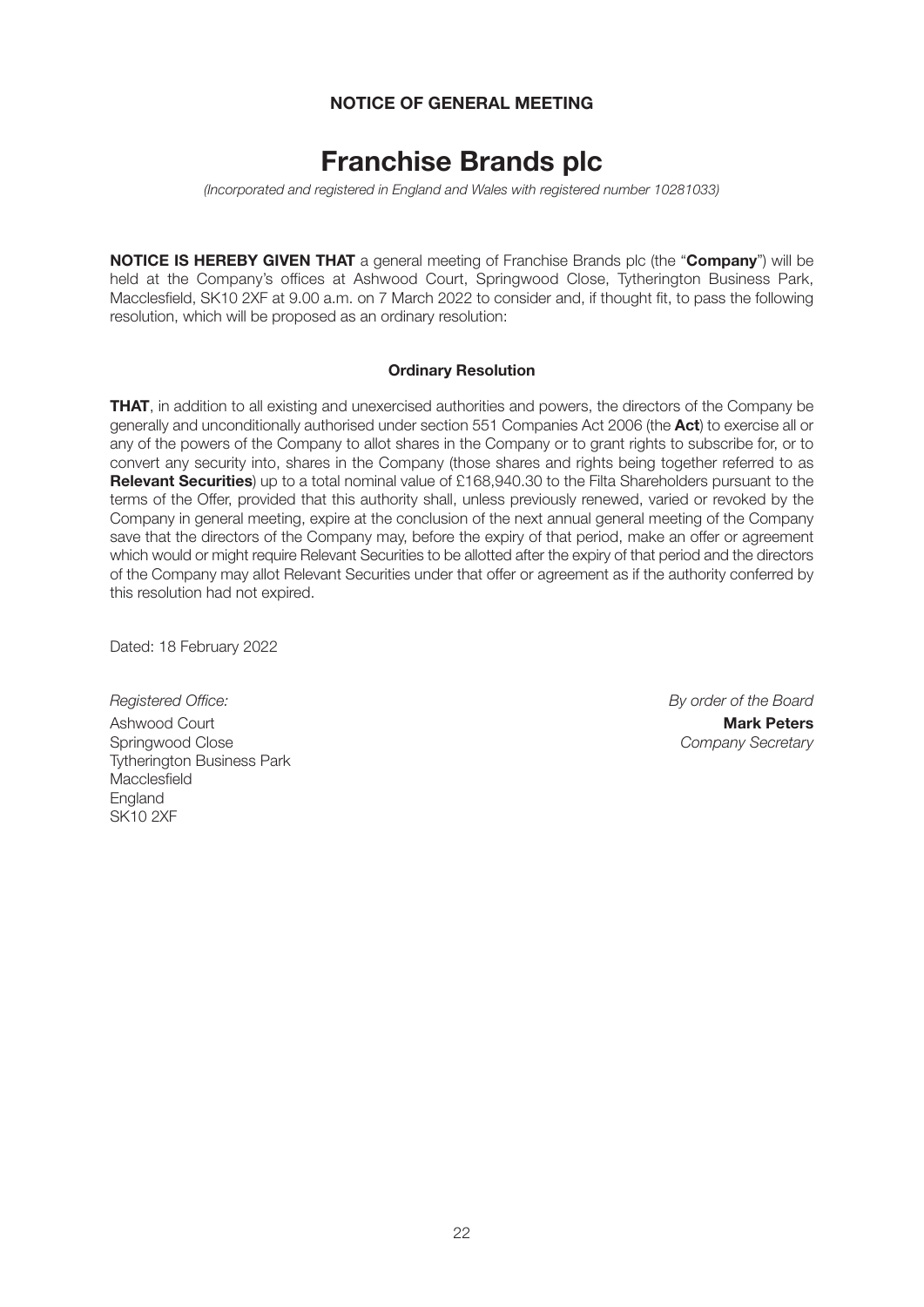**NOTICE OF GENERAL MEETING**

# Franchise Brands plc

*(Incorporated and registered in England and Wales with registered number 10281033)*

**NOTICE IS HEREBY GIVEN THAT** a general meeting of Franchise Brands plc (the "**Company**") will be held at the Company's offices at Ashwood Court, Springwood Close, Tytherington Business Park, Macclesfield, SK10 2XF at 9.00 a.m. on 7 March 2022 to consider and, if thought fit, to pass the following resolution, which will be proposed as an ordinary resolution:

**Ordinary Resolution**

**THAT**, in addition to all existing and unexercised authorities and powers, the directors of the Company be generally and unconditionally authorised under section 551 Companies Act 2006 (the **Act**) to exercise all or any of the powers of the Company to allot shares in the Company or to grant rights to subscribe for, or to convert any security into, shares in the Company (those shares and rights being together referred to as **Relevant Securities**) up to a total nominal value of £168,940.30 to the Filta Shareholders pursuant to the terms of the Offer, provided that this authority shall, unless previously renewed, varied or revoked by the Company in general meeting, expire at the conclusion of the next annual general meeting of the Company save that the directors of the Company may, before the expiry of that period, make an offer or agreement which would or might require Relevant Securities to be allotted after the expiry of that period and the directors of the Company may allot Relevant Securities under that offer or agreement as if the authority conferred by this resolution had not expired.

Dated: 18 February 2022

*Registered Office:*
Ashwood Court
Springwood Close
Tytherington Business Park
Macclesfield
England
SK10 2XF

*By order of the Board*
**Mark Peters**
*Company Secretary*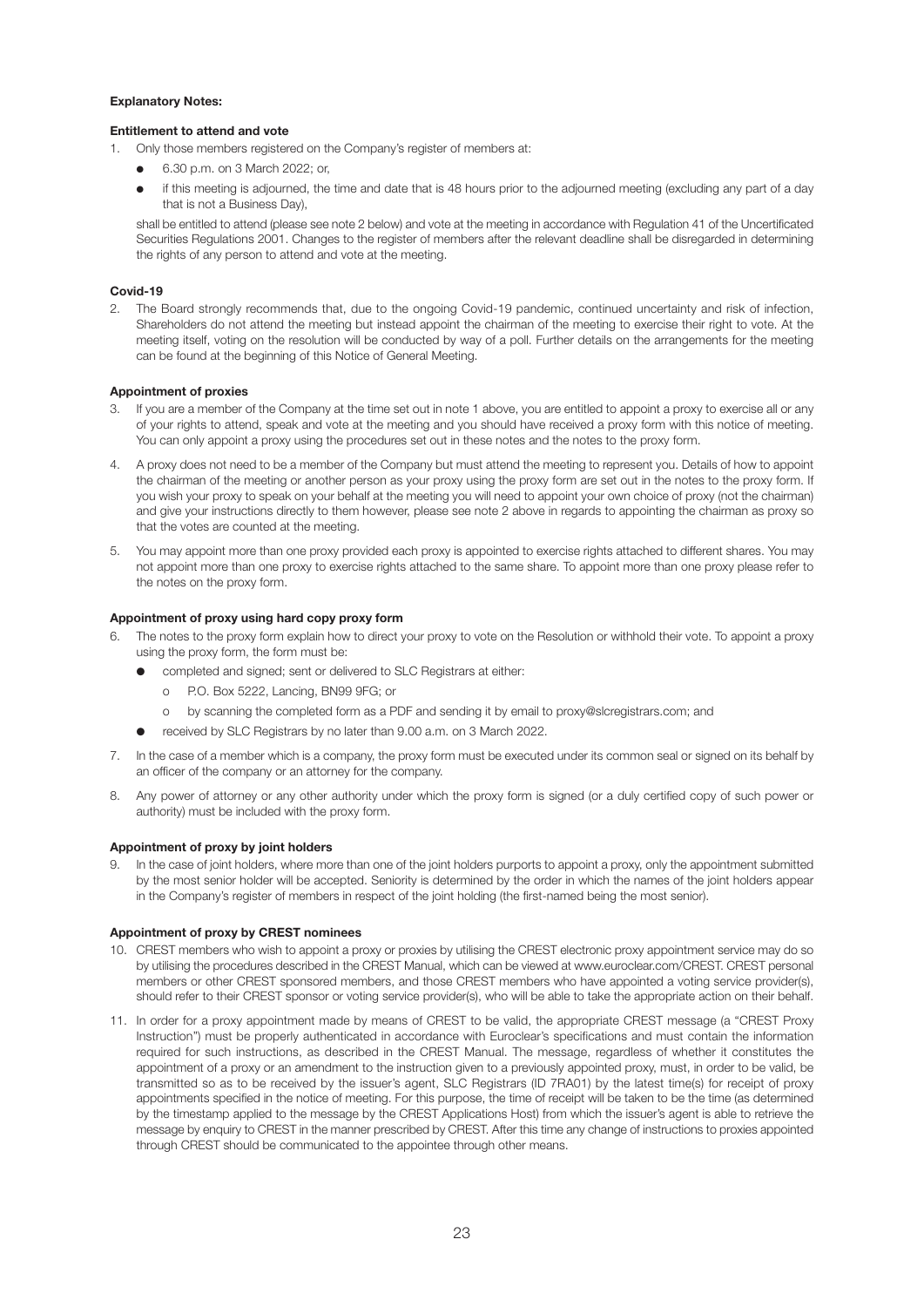**Explanatory Notes:**

**Entitlement to attend and vote**

1. Only those members registered on the Company's register of members at:

   - 6.30 p.m. on 3 March 2022; or,
   - if this meeting is adjourned, the time and date that is 48 hours prior to the adjourned meeting (excluding any part of a day that is not a Business Day),

   shall be entitled to attend (please see note 2 below) and vote at the meeting in accordance with Regulation 41 of the Uncertificated Securities Regulations 2001. Changes to the register of members after the relevant deadline shall be disregarded in determining the rights of any person to attend and vote at the meeting.

**Covid-19**

2. The Board strongly recommends that, due to the ongoing Covid-19 pandemic, continued uncertainty and risk of infection, Shareholders do not attend the meeting but instead appoint the chairman of the meeting to exercise their right to vote. At the meeting itself, voting on the resolution will be conducted by way of a poll. Further details on the arrangements for the meeting can be found at the beginning of this Notice of General Meeting.

**Appointment of proxies**

3. If you are a member of the Company at the time set out in note 1 above, you are entitled to appoint a proxy to exercise all or any of your rights to attend, speak and vote at the meeting and you should have received a proxy form with this notice of meeting. You can only appoint a proxy using the procedures set out in these notes and the notes to the proxy form.

4. A proxy does not need to be a member of the Company but must attend the meeting to represent you. Details of how to appoint the chairman of the meeting or another person as your proxy using the proxy form are set out in the notes to the proxy form. If you wish your proxy to speak on your behalf at the meeting you will need to appoint your own choice of proxy (not the chairman) and give your instructions directly to them however, please see note 2 above in regards to appointing the chairman as proxy so that the votes are counted at the meeting.

5. You may appoint more than one proxy provided each proxy is appointed to exercise rights attached to different shares. You may not appoint more than one proxy to exercise rights attached to the same share. To appoint more than one proxy please refer to the notes on the proxy form.

**Appointment of proxy using hard copy proxy form**

6. The notes to the proxy form explain how to direct your proxy to vote on the Resolution or withhold their vote. To appoint a proxy using the proxy form, the form must be:

   - completed and signed; sent or delivered to SLC Registrars at either:
     - P.O. Box 5222, Lancing, BN99 9FG; or
     - by scanning the completed form as a PDF and sending it by email to proxy@slcregistrars.com; and
   - received by SLC Registrars by no later than 9.00 a.m. on 3 March 2022.

7. In the case of a member which is a company, the proxy form must be executed under its common seal or signed on its behalf by an officer of the company or an attorney for the company.

8. Any power of attorney or any other authority under which the proxy form is signed (or a duly certified copy of such power or authority) must be included with the proxy form.

**Appointment of proxy by joint holders**

9. In the case of joint holders, where more than one of the joint holders purports to appoint a proxy, only the appointment submitted by the most senior holder will be accepted. Seniority is determined by the order in which the names of the joint holders appear in the Company's register of members in respect of the joint holding (the first-named being the most senior).

**Appointment of proxy by CREST nominees**

10. CREST members who wish to appoint a proxy or proxies by utilising the CREST electronic proxy appointment service may do so by utilising the procedures described in the CREST Manual, which can be viewed at www.euroclear.com/CREST. CREST personal members or other CREST sponsored members, and those CREST members who have appointed a voting service provider(s), should refer to their CREST sponsor or voting service provider(s), who will be able to take the appropriate action on their behalf.

11. In order for a proxy appointment made by means of CREST to be valid, the appropriate CREST message (a "CREST Proxy Instruction") must be properly authenticated in accordance with Euroclear's specifications and must contain the information required for such instructions, as described in the CREST Manual. The message, regardless of whether it constitutes the appointment of a proxy or an amendment to the instruction given to a previously appointed proxy, must, in order to be valid, be transmitted so as to be received by the issuer's agent, SLC Registrars (ID 7RA01) by the latest time(s) for receipt of proxy appointments specified in the notice of meeting. For this purpose, the time of receipt will be taken to be the time (as determined by the timestamp applied to the message by the CREST Applications Host) from which the issuer's agent is able to retrieve the message by enquiry to CREST in the manner prescribed by CREST. After this time any change of instructions to proxies appointed through CREST should be communicated to the appointee through other means.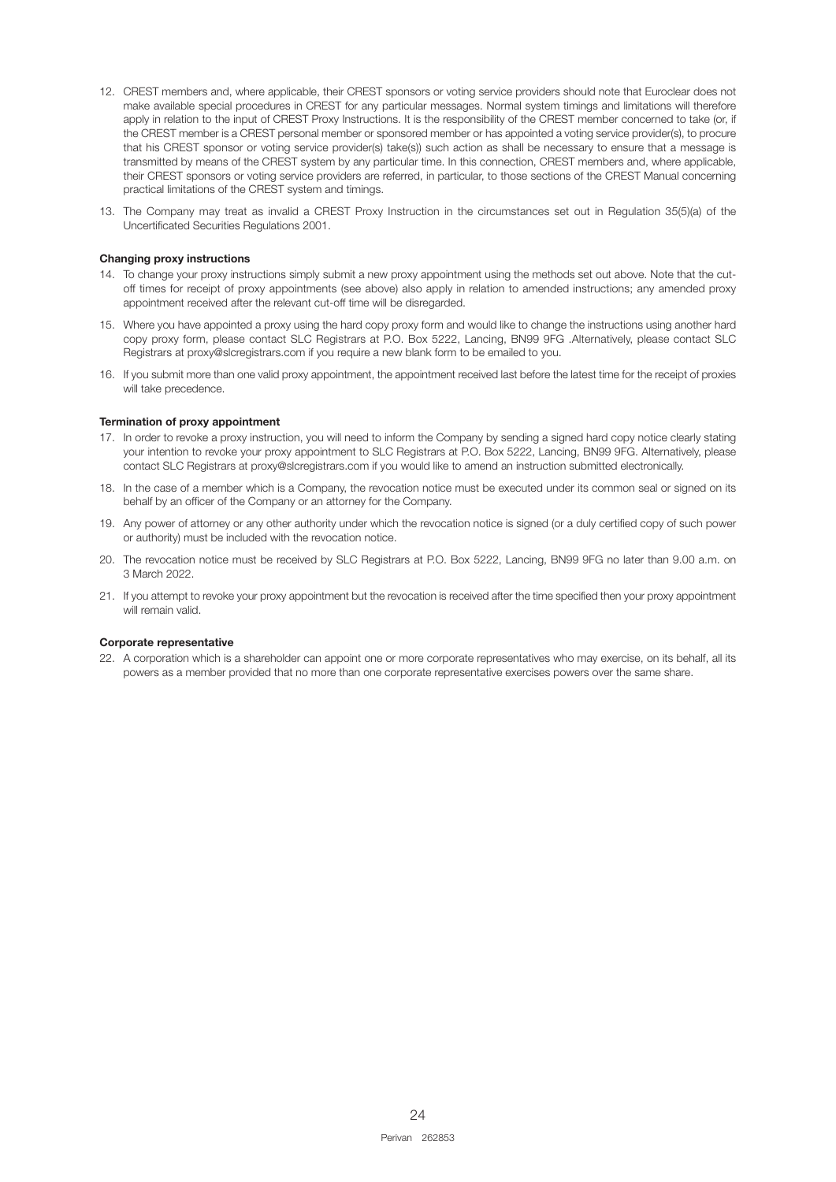12. CREST members and, where applicable, their CREST sponsors or voting service providers should note that Euroclear does not make available special procedures in CREST for any particular messages. Normal system timings and limitations will therefore apply in relation to the input of CREST Proxy Instructions. It is the responsibility of the CREST member concerned to take (or, if the CREST member is a CREST personal member or sponsored member or has appointed a voting service provider(s), to procure that his CREST sponsor or voting service provider(s) take(s)) such action as shall be necessary to ensure that a message is transmitted by means of the CREST system by any particular time. In this connection, CREST members and, where applicable, their CREST sponsors or voting service providers are referred, in particular, to those sections of the CREST Manual concerning practical limitations of the CREST system and timings.

13. The Company may treat as invalid a CREST Proxy Instruction in the circumstances set out in Regulation 35(5)(a) of the Uncertificated Securities Regulations 2001.

**Changing proxy instructions**

14. To change your proxy instructions simply submit a new proxy appointment using the methods set out above. Note that the cut-off times for receipt of proxy appointments (see above) also apply in relation to amended instructions; any amended proxy appointment received after the relevant cut-off time will be disregarded.

15. Where you have appointed a proxy using the hard copy proxy form and would like to change the instructions using another hard copy proxy form, please contact SLC Registrars at P.O. Box 5222, Lancing, BN99 9FG .Alternatively, please contact SLC Registrars at proxy@slcregistrars.com if you require a new blank form to be emailed to you.

16. If you submit more than one valid proxy appointment, the appointment received last before the latest time for the receipt of proxies will take precedence.

**Termination of proxy appointment**

17. In order to revoke a proxy instruction, you will need to inform the Company by sending a signed hard copy notice clearly stating your intention to revoke your proxy appointment to SLC Registrars at P.O. Box 5222, Lancing, BN99 9FG. Alternatively, please contact SLC Registrars at proxy@slcregistrars.com if you would like to amend an instruction submitted electronically.

18. In the case of a member which is a Company, the revocation notice must be executed under its common seal or signed on its behalf by an officer of the Company or an attorney for the Company.

19. Any power of attorney or any other authority under which the revocation notice is signed (or a duly certified copy of such power or authority) must be included with the revocation notice.

20. The revocation notice must be received by SLC Registrars at P.O. Box 5222, Lancing, BN99 9FG no later than 9.00 a.m. on 3 March 2022.

21. If you attempt to revoke your proxy appointment but the revocation is received after the time specified then your proxy appointment will remain valid.

**Corporate representative**

22. A corporation which is a shareholder can appoint one or more corporate representatives who may exercise, on its behalf, all its powers as a member provided that no more than one corporate representative exercises powers over the same share.

Perivan 262853